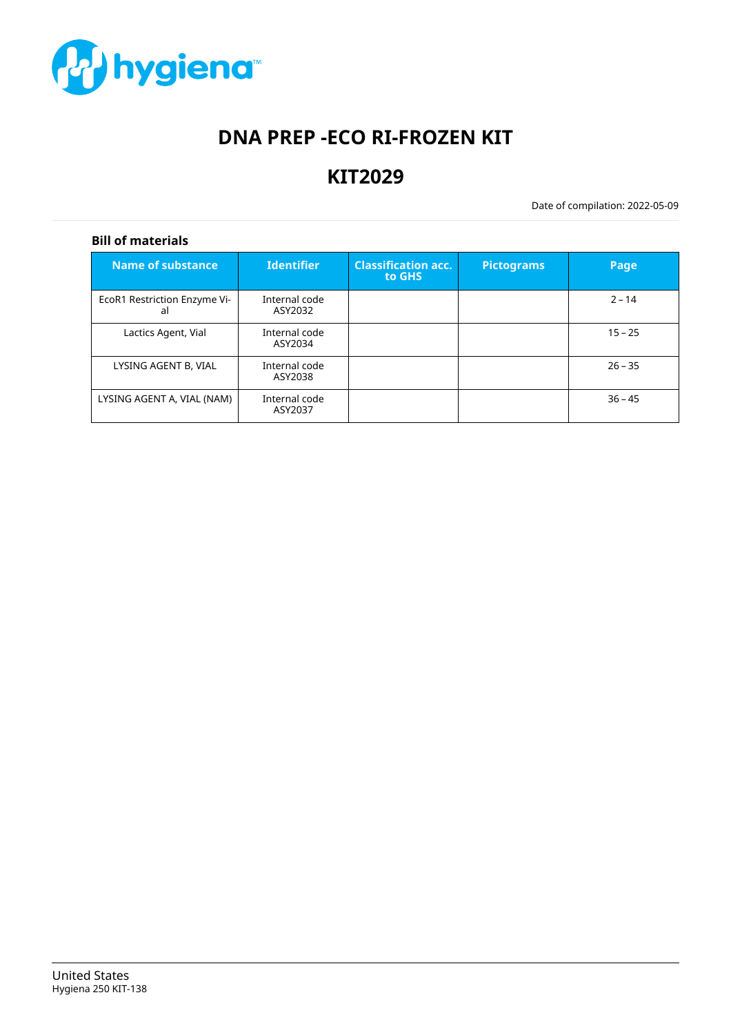# DNA PREP -ECO RI-FROZEN KIT

# KIT2029

Date of compilation: 2022-05-09

### Bill of materials

| Name of substance | Identifier | Classification acc. to GHS | Pictograms | Page |
|---|---|---|---|---|
| EcoR1 Restriction Enzyme Vial | Internal code ASY2032 | | | 2 – 14 |
| Lactics Agent, Vial | Internal code ASY2034 | | | 15 – 25 |
| LYSING AGENT B, VIAL | Internal code ASY2038 | | | 26 – 35 |
| LYSING AGENT A, VIAL (NAM) | Internal code ASY2037 | | | 36 – 45 |

United States
Hygiena 250 KIT-138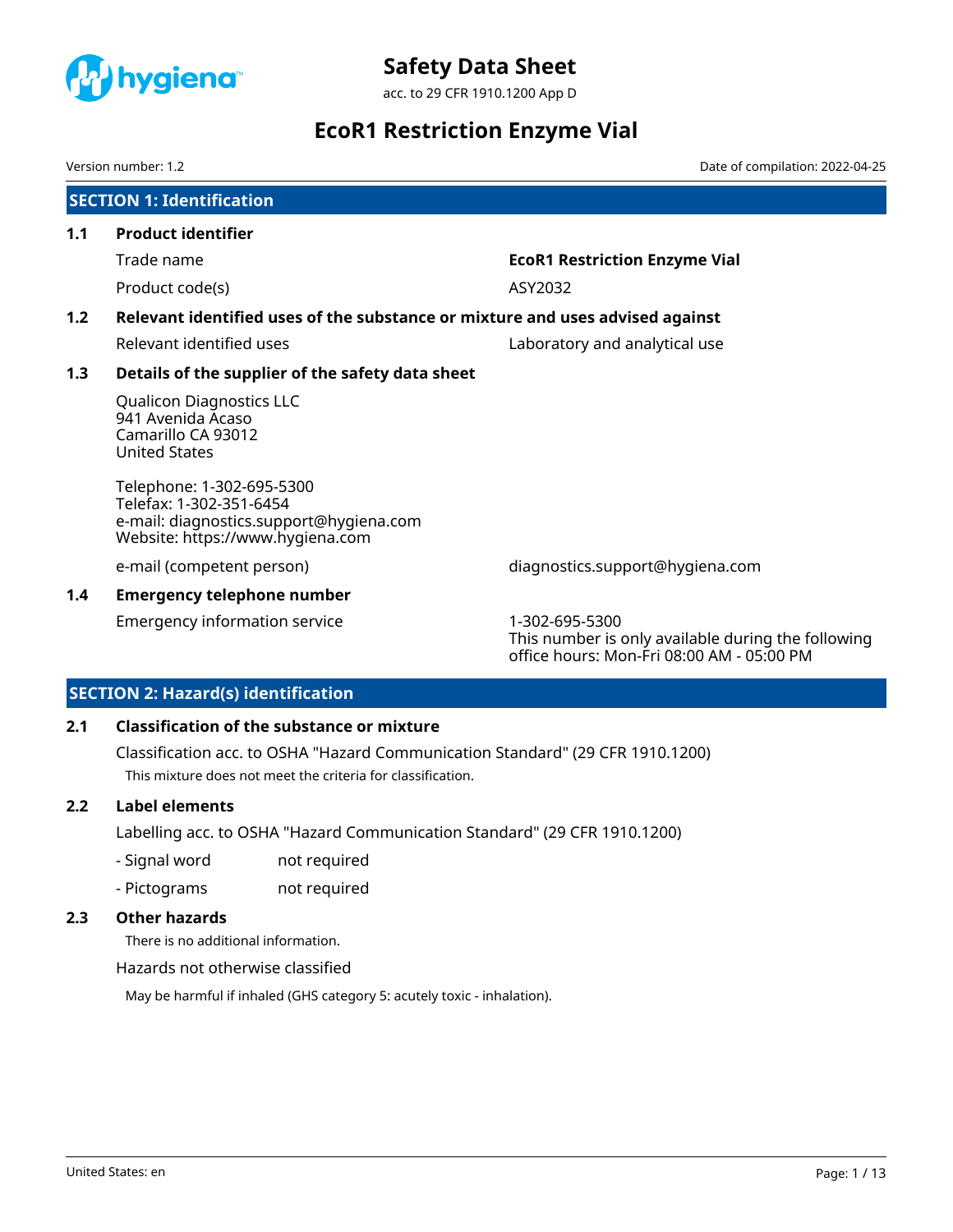# Safety Data Sheet

acc. to 29 CFR 1910.1200 App D

# EcoR1 Restriction Enzyme Vial

Version number: 1.2

Date of compilation: 2022-04-25

## SECTION 1: Identification

### 1.1 Product identifier

| | |
|---|---|
| Trade name | **EcoR1 Restriction Enzyme Vial** |
| Product code(s) | ASY2032 |

### 1.2 Relevant identified uses of the substance or mixture and uses advised against

| | |
|---|---|
| Relevant identified uses | Laboratory and analytical use |

### 1.3 Details of the supplier of the safety data sheet

Qualicon Diagnostics LLC
941 Avenida Acaso
Camarillo CA 93012
United States

Telephone: 1-302-695-5300
Telefax: 1-302-351-6454
e-mail: diagnostics.support@hygiena.com
Website: https://www.hygiena.com

| | |
|---|---|
| e-mail (competent person) | diagnostics.support@hygiena.com |

### 1.4 Emergency telephone number

| | |
|---|---|
| Emergency information service | 1-302-695-5300<br>This number is only available during the following office hours: Mon-Fri 08:00 AM - 05:00 PM |

## SECTION 2: Hazard(s) identification

### 2.1 Classification of the substance or mixture

Classification acc. to OSHA "Hazard Communication Standard" (29 CFR 1910.1200)

This mixture does not meet the criteria for classification.

### 2.2 Label elements

Labelling acc. to OSHA "Hazard Communication Standard" (29 CFR 1910.1200)

- Signal word: not required
- Pictograms: not required

### 2.3 Other hazards

There is no additional information.

Hazards not otherwise classified

May be harmful if inhaled (GHS category 5: acutely toxic - inhalation).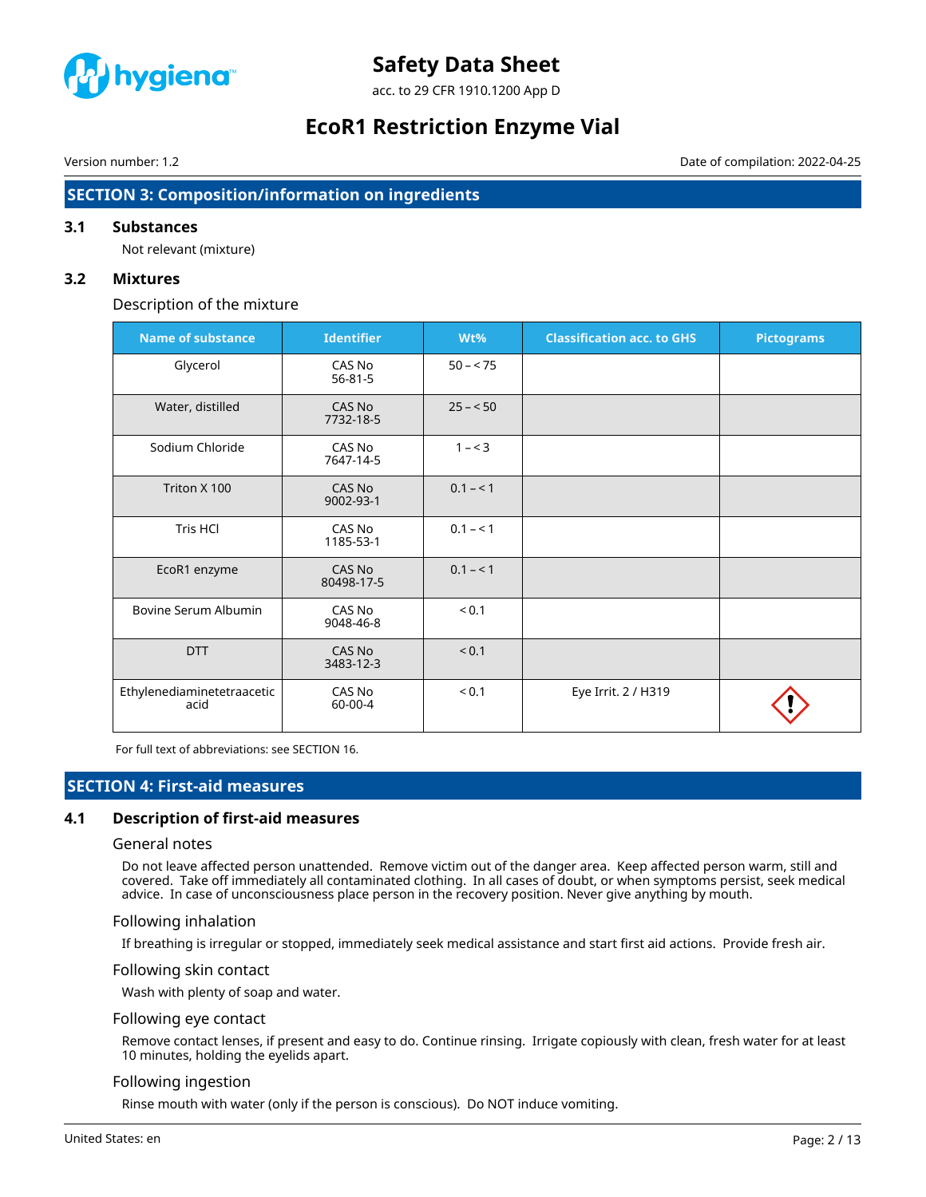## SECTION 3: Composition/information on ingredients

### 3.1 Substances

Not relevant (mixture)

### 3.2 Mixtures

Description of the mixture

| Name of substance | Identifier | Wt% | Classification acc. to GHS | Pictograms |
|---|---|---|---|---|
| Glycerol | CAS No 56-81-5 | 50 – < 75 | | |
| Water, distilled | CAS No 7732-18-5 | 25 – < 50 | | |
| Sodium Chloride | CAS No 7647-14-5 | 1 – < 3 | | |
| Triton X 100 | CAS No 9002-93-1 | 0.1 – < 1 | | |
| Tris HCl | CAS No 1185-53-1 | 0.1 – < 1 | | |
| EcoR1 enzyme | CAS No 80498-17-5 | 0.1 – < 1 | | |
| Bovine Serum Albumin | CAS No 9048-46-8 | < 0.1 | | |
| DTT | CAS No 3483-12-3 | < 0.1 | | |
| Ethylenediaminetetraacetic acid | CAS No 60-00-4 | < 0.1 | Eye Irrit. 2 / H319 | |

For full text of abbreviations: see SECTION 16.

## SECTION 4: First-aid measures

### 4.1 Description of first-aid measures

#### General notes

Do not leave affected person unattended. Remove victim out of the danger area. Keep affected person warm, still and covered. Take off immediately all contaminated clothing. In all cases of doubt, or when symptoms persist, seek medical advice. In case of unconsciousness place person in the recovery position. Never give anything by mouth.

#### Following inhalation

If breathing is irregular or stopped, immediately seek medical assistance and start first aid actions. Provide fresh air.

#### Following skin contact

Wash with plenty of soap and water.

#### Following eye contact

Remove contact lenses, if present and easy to do. Continue rinsing. Irrigate copiously with clean, fresh water for at least 10 minutes, holding the eyelids apart.

#### Following ingestion

Rinse mouth with water (only if the person is conscious). Do NOT induce vomiting.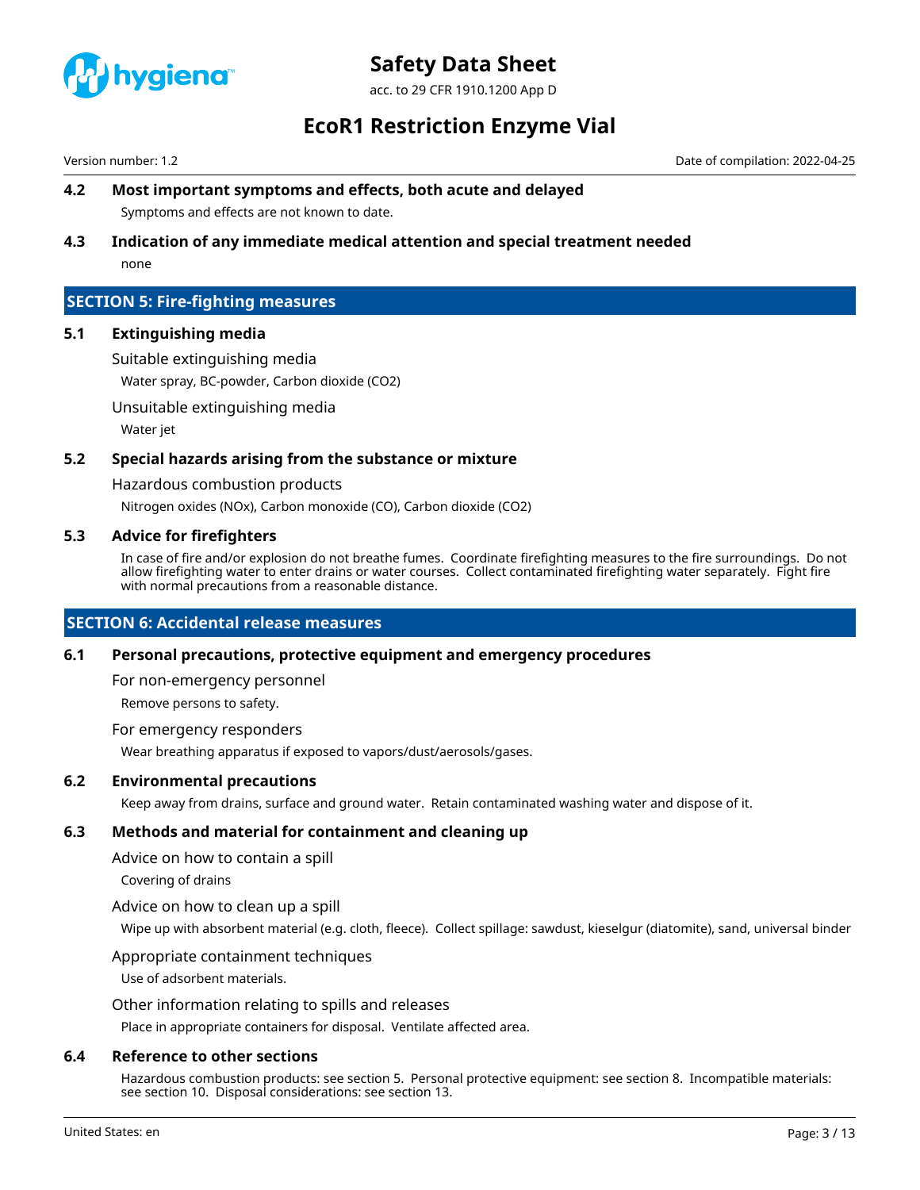### 4.2 Most important symptoms and effects, both acute and delayed

Symptoms and effects are not known to date.

### 4.3 Indication of any immediate medical attention and special treatment needed

none

## SECTION 5: Fire-fighting measures

### 5.1 Extinguishing media

Suitable extinguishing media

Water spray, BC-powder, Carbon dioxide ($CO_2$)

Unsuitable extinguishing media

Water jet

### 5.2 Special hazards arising from the substance or mixture

Hazardous combustion products

Nitrogen oxides (NOx), Carbon monoxide (CO), Carbon dioxide ($CO_2$)

### 5.3 Advice for firefighters

In case of fire and/or explosion do not breathe fumes. Coordinate firefighting measures to the fire surroundings. Do not allow firefighting water to enter drains or water courses. Collect contaminated firefighting water separately. Fight fire with normal precautions from a reasonable distance.

## SECTION 6: Accidental release measures

### 6.1 Personal precautions, protective equipment and emergency procedures

For non-emergency personnel

Remove persons to safety.

For emergency responders

Wear breathing apparatus if exposed to vapors/dust/aerosols/gases.

### 6.2 Environmental precautions

Keep away from drains, surface and ground water. Retain contaminated washing water and dispose of it.

### 6.3 Methods and material for containment and cleaning up

Advice on how to contain a spill

Covering of drains

Advice on how to clean up a spill

Wipe up with absorbent material (e.g. cloth, fleece). Collect spillage: sawdust, kieselgur (diatomite), sand, universal binder

Appropriate containment techniques

Use of adsorbent materials.

Other information relating to spills and releases

Place in appropriate containers for disposal. Ventilate affected area.

### 6.4 Reference to other sections

Hazardous combustion products: see section 5. Personal protective equipment: see section 8. Incompatible materials: see section 10. Disposal considerations: see section 13.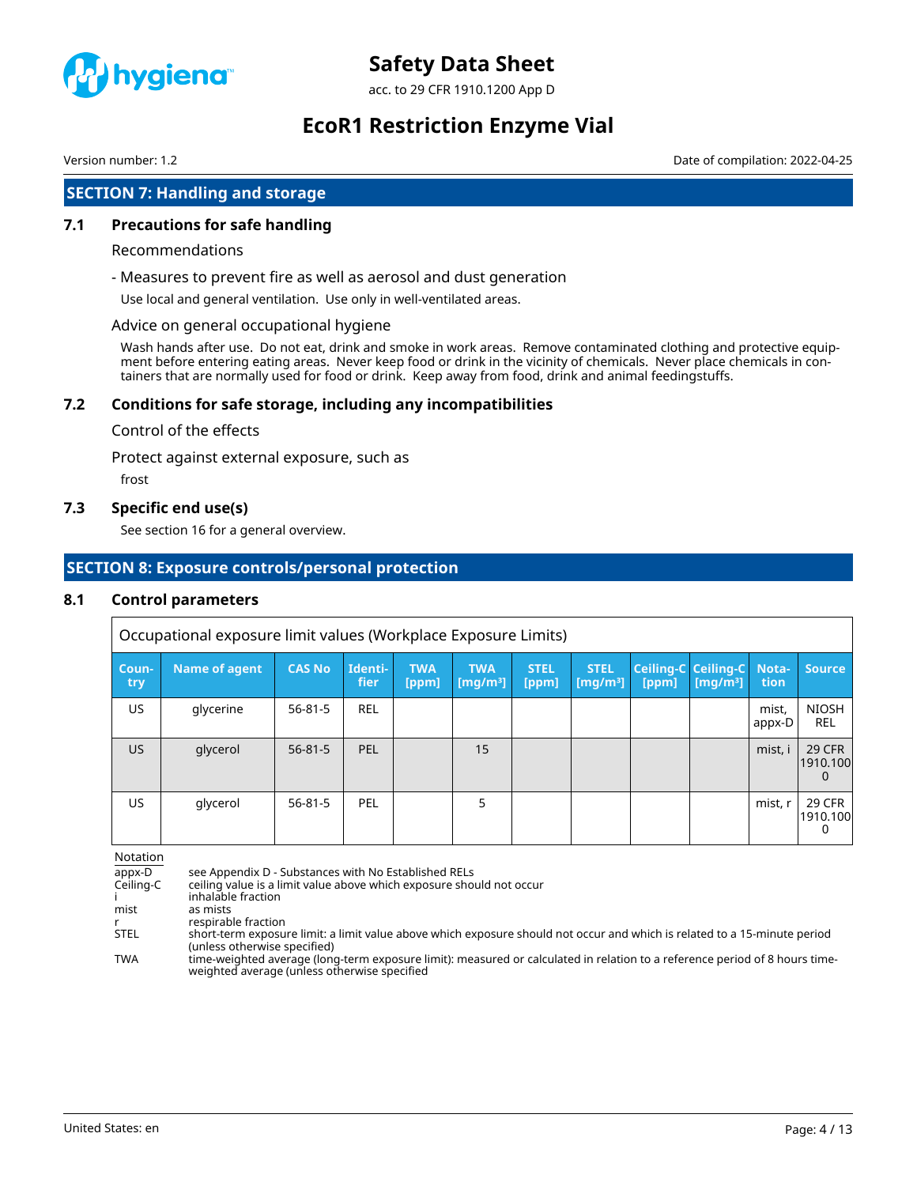## SECTION 7: Handling and storage

### 7.1 Precautions for safe handling

Recommendations

- Measures to prevent fire as well as aerosol and dust generation

Use local and general ventilation. Use only in well-ventilated areas.

Advice on general occupational hygiene

Wash hands after use. Do not eat, drink and smoke in work areas. Remove contaminated clothing and protective equipment before entering eating areas. Never keep food or drink in the vicinity of chemicals. Never place chemicals in containers that are normally used for food or drink. Keep away from food, drink and animal feedingstuffs.

### 7.2 Conditions for safe storage, including any incompatibilities

Control of the effects

Protect against external exposure, such as

frost

### 7.3 Specific end use(s)

See section 16 for a general overview.

## SECTION 8: Exposure controls/personal protection

### 8.1 Control parameters

Occupational exposure limit values (Workplace Exposure Limits)

| Country | Name of agent | CAS No | Identifier | TWA [ppm] | TWA [mg/m³] | STEL [ppm] | STEL [mg/m³] | Ceiling-C [ppm] | Ceiling-C [mg/m³] | Notation | Source |
|---|---|---|---|---|---|---|---|---|---|---|---|
| US | glycerine | 56-81-5 | REL | | | | | | | mist, appx-D | NIOSH REL |
| US | glycerol | 56-81-5 | PEL | | 15 | | | | | mist, i | 29 CFR 1910.1000 |
| US | glycerol | 56-81-5 | PEL | | 5 | | | | | mist, r | 29 CFR 1910.1000 |

Notation

- appx-D: see Appendix D - Substances with No Established RELs
- Ceiling-C: ceiling value is a limit value above which exposure should not occur
- i: inhalable fraction
- mist: as mists
- r: respirable fraction
- STEL: short-term exposure limit: a limit value above which exposure should not occur and which is related to a 15-minute period (unless otherwise specified)
- TWA: time-weighted average (long-term exposure limit): measured or calculated in relation to a reference period of 8 hours time-weighted average (unless otherwise specified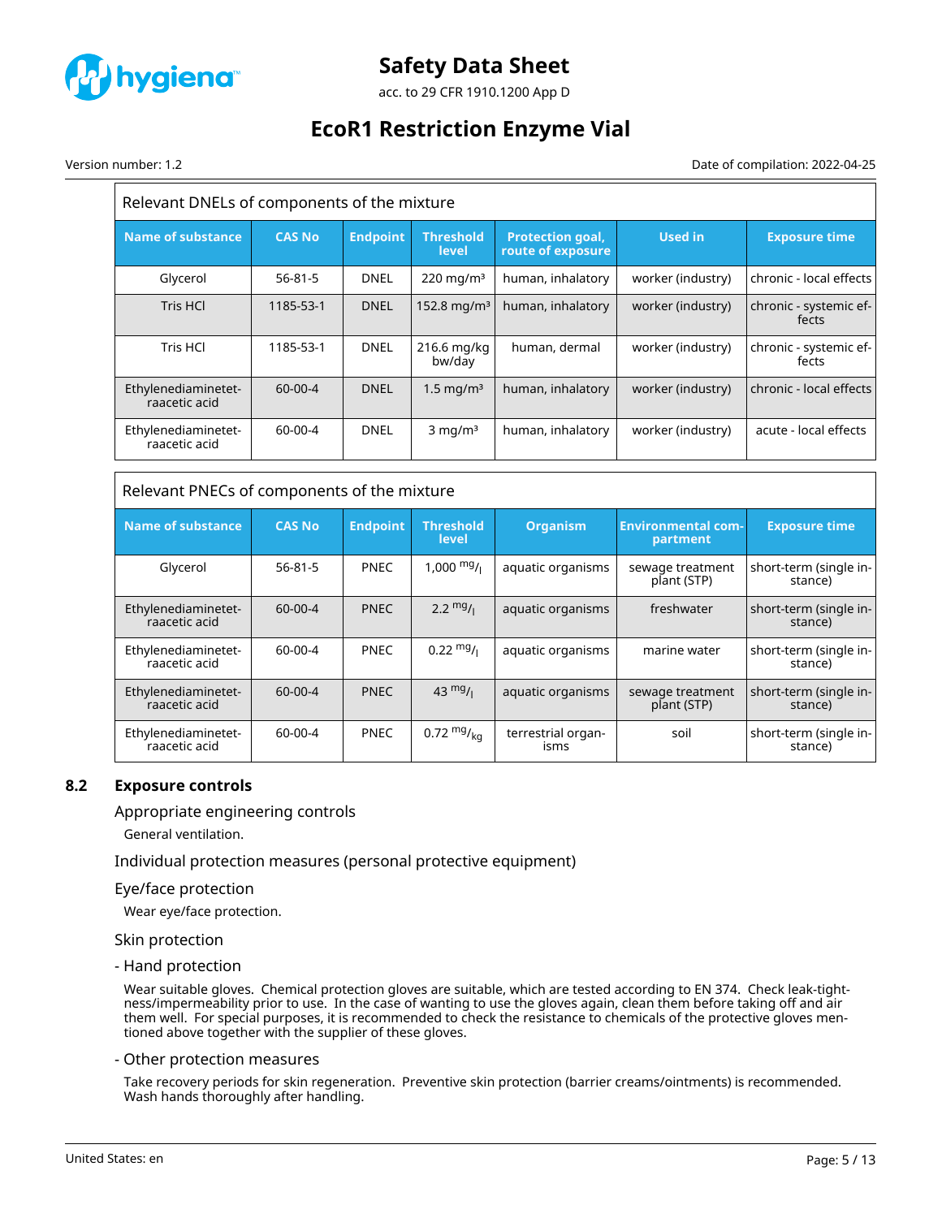| Relevant DNELs of components of the mixture | | | | | | |
|---|---|---|---|---|---|---|
| **Name of substance** | **CAS No** | **Endpoint** | **Threshold level** | **Protection goal, route of exposure** | **Used in** | **Exposure time** |
| Glycerol | 56-81-5 | DNEL | 220 $mg/m^3$ | human, inhalatory | worker (industry) | chronic - local effects |
| Tris HCl | 1185-53-1 | DNEL | 152.8 $mg/m^3$ | human, inhalatory | worker (industry) | chronic - systemic effects |
| Tris HCl | 1185-53-1 | DNEL | 216.6 mg/kg bw/day | human, dermal | worker (industry) | chronic - systemic effects |
| Ethylenediaminetetraacetic acid | 60-00-4 | DNEL | 1.5 $mg/m^3$ | human, inhalatory | worker (industry) | chronic - local effects |
| Ethylenediaminetetraacetic acid | 60-00-4 | DNEL | 3 $mg/m^3$ | human, inhalatory | worker (industry) | acute - local effects |

| Relevant PNECs of components of the mixture | | | | | | |
|---|---|---|---|---|---|---|
| **Name of substance** | **CAS No** | **Endpoint** | **Threshold level** | **Organism** | **Environmental compartment** | **Exposure time** |
| Glycerol | 56-81-5 | PNEC | 1,000 $^{mg}/_{l}$ | aquatic organisms | sewage treatment plant (STP) | short-term (single instance) |
| Ethylenediaminetetraacetic acid | 60-00-4 | PNEC | 2.2 $^{mg}/_{l}$ | aquatic organisms | freshwater | short-term (single instance) |
| Ethylenediaminetetraacetic acid | 60-00-4 | PNEC | 0.22 $^{mg}/_{l}$ | aquatic organisms | marine water | short-term (single instance) |
| Ethylenediaminetetraacetic acid | 60-00-4 | PNEC | 43 $^{mg}/_{l}$ | aquatic organisms | sewage treatment plant (STP) | short-term (single instance) |
| Ethylenediaminetetraacetic acid | 60-00-4 | PNEC | 0.72 $^{mg}/_{kg}$ | terrestrial organisms | soil | short-term (single instance) |

## 8.2 Exposure controls

### Appropriate engineering controls

General ventilation.

### Individual protection measures (personal protective equipment)

### Eye/face protection

Wear eye/face protection.

### Skin protection

#### - Hand protection

Wear suitable gloves. Chemical protection gloves are suitable, which are tested according to EN 374. Check leak-tightness/impermeability prior to use. In the case of wanting to use the gloves again, clean them before taking off and air them well. For special purposes, it is recommended to check the resistance to chemicals of the protective gloves mentioned above together with the supplier of these gloves.

#### - Other protection measures

Take recovery periods for skin regeneration. Preventive skin protection (barrier creams/ointments) is recommended. Wash hands thoroughly after handling.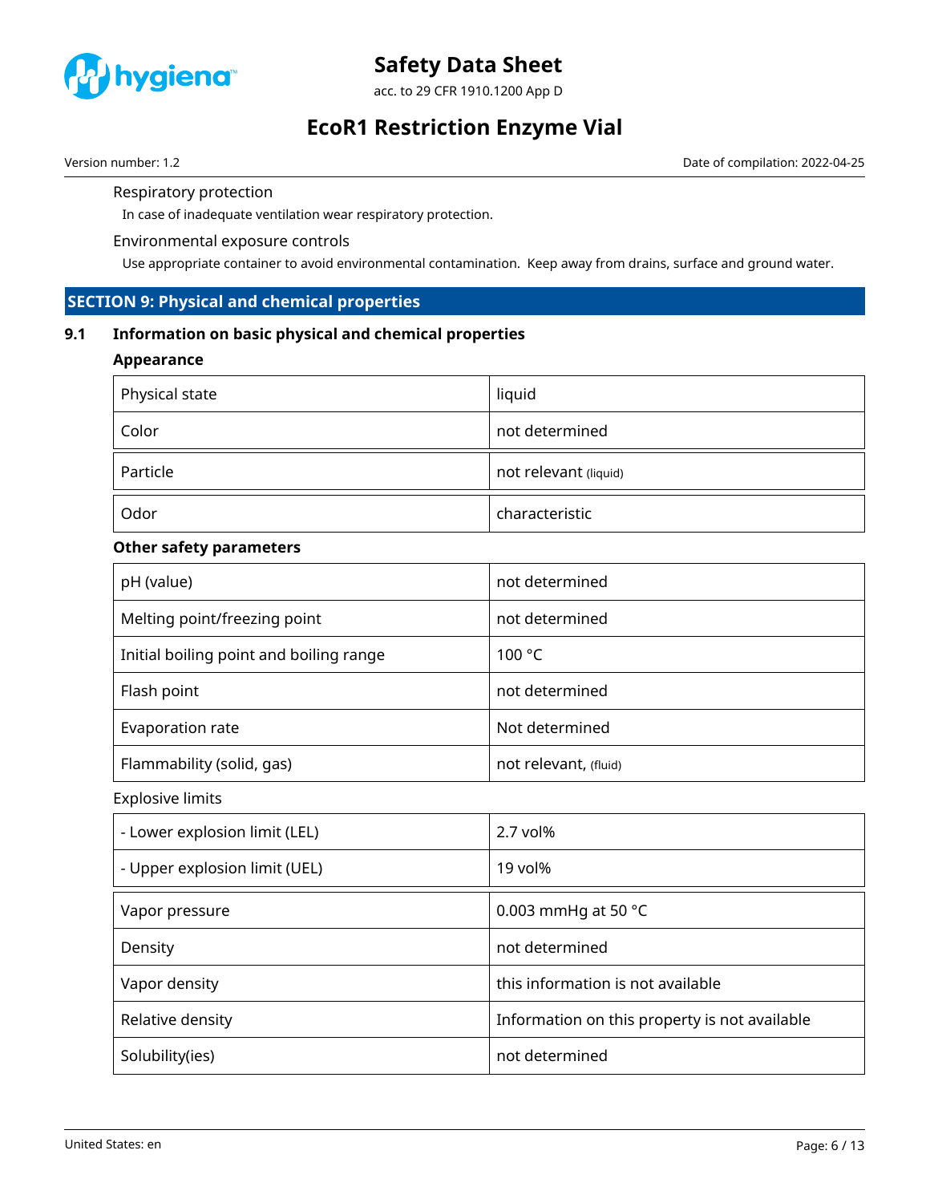Respiratory protection

In case of inadequate ventilation wear respiratory protection.

Environmental exposure controls

Use appropriate container to avoid environmental contamination.  Keep away from drains, surface and ground water.

## SECTION 9: Physical and chemical properties

### 9.1 Information on basic physical and chemical properties

**Appearance**

| Physical state | liquid |
|---|---|
| Color | not determined |
| Particle | not relevant (liquid) |
| Odor | characteristic |

**Other safety parameters**

| pH (value) | not determined |
|---|---|
| Melting point/freezing point | not determined |
| Initial boiling point and boiling range | 100 °C |
| Flash point | not determined |
| Evaporation rate | Not determined |
| Flammability (solid, gas) | not relevant, (fluid) |

Explosive limits

| - Lower explosion limit (LEL) | 2.7 vol% |
|---|---|
| - Upper explosion limit (UEL) | 19 vol% |

| Vapor pressure | 0.003 mmHg at 50 °C |
|---|---|
| Density | not determined |
| Vapor density | this information is not available |
| Relative density | Information on this property is not available |
| Solubility(ies) | not determined |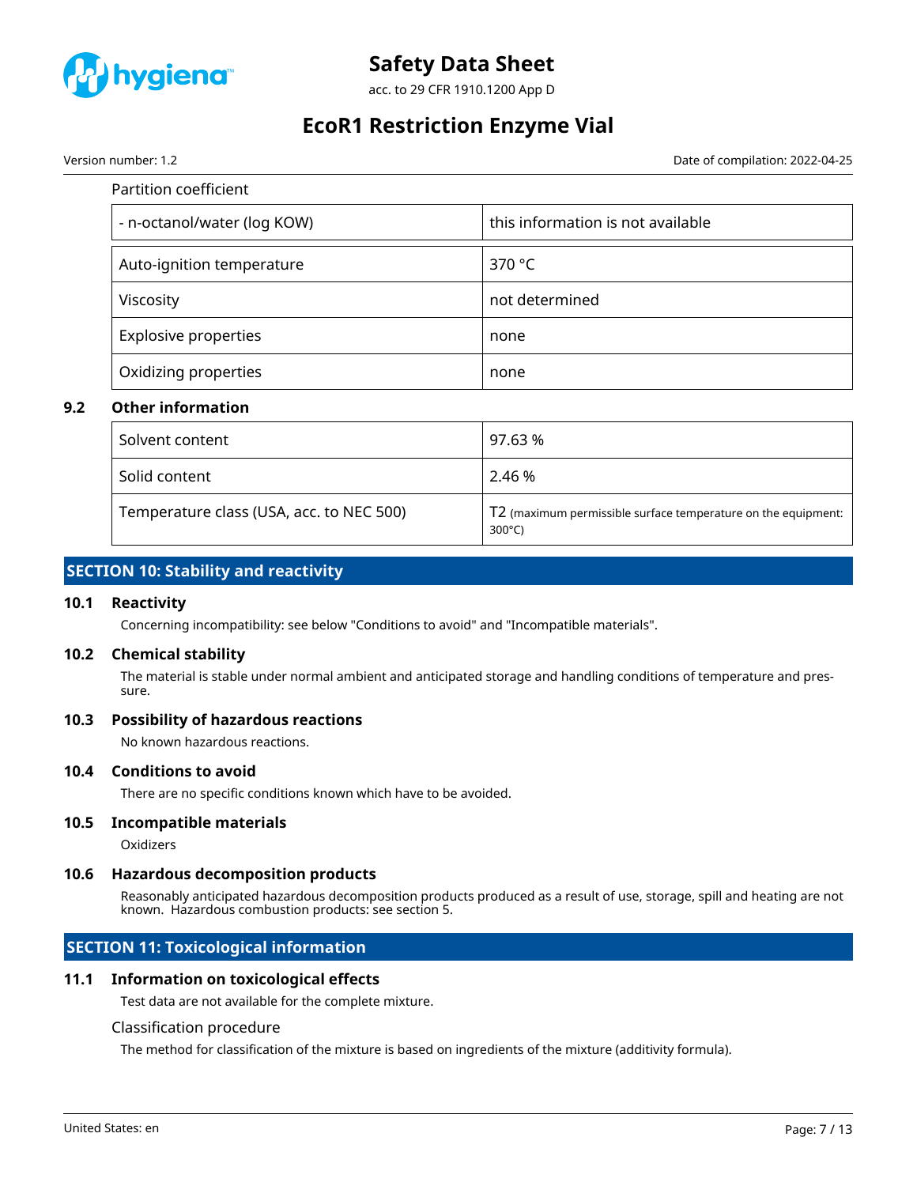Partition coefficient

| - n-octanol/water (log KOW) | this information is not available |
|---|---|
| Auto-ignition temperature | 370 °C |
| Viscosity | not determined |
| Explosive properties | none |
| Oxidizing properties | none |

### 9.2 Other information

| Solvent content | 97.63 % |
|---|---|
| Solid content | 2.46 % |
| Temperature class (USA, acc. to NEC 500) | T2 (maximum permissible surface temperature on the equipment: 300°C) |

## SECTION 10: Stability and reactivity

### 10.1 Reactivity

Concerning incompatibility: see below "Conditions to avoid" and "Incompatible materials".

### 10.2 Chemical stability

The material is stable under normal ambient and anticipated storage and handling conditions of temperature and pressure.

### 10.3 Possibility of hazardous reactions

No known hazardous reactions.

### 10.4 Conditions to avoid

There are no specific conditions known which have to be avoided.

### 10.5 Incompatible materials

Oxidizers

### 10.6 Hazardous decomposition products

Reasonably anticipated hazardous decomposition products produced as a result of use, storage, spill and heating are not known. Hazardous combustion products: see section 5.

## SECTION 11: Toxicological information

### 11.1 Information on toxicological effects

Test data are not available for the complete mixture.

Classification procedure

The method for classification of the mixture is based on ingredients of the mixture (additivity formula).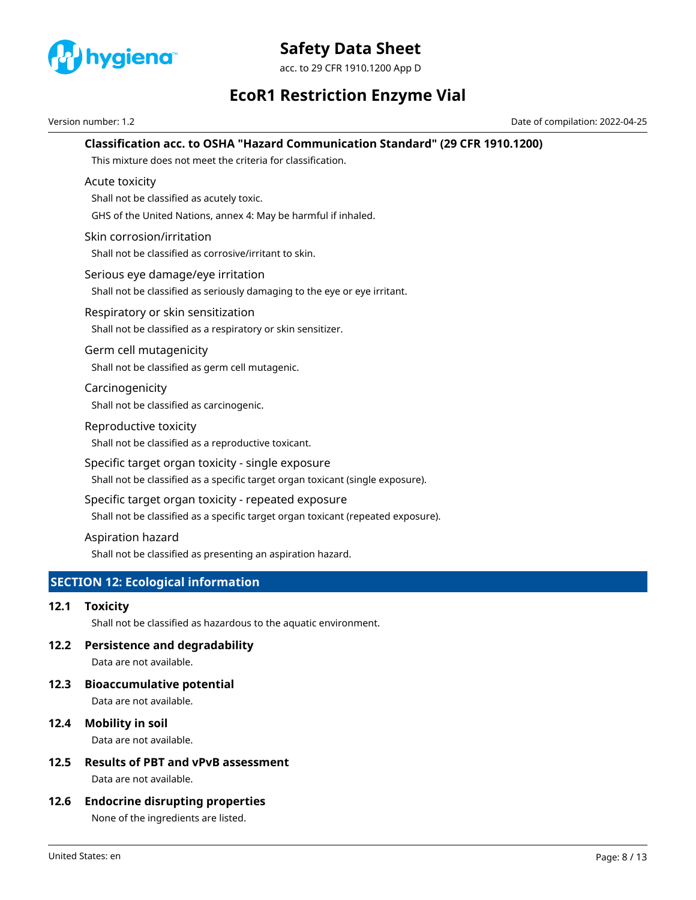### Classification acc. to OSHA "Hazard Communication Standard" (29 CFR 1910.1200)

This mixture does not meet the criteria for classification.

Acute toxicity

Shall not be classified as acutely toxic.

GHS of the United Nations, annex 4: May be harmful if inhaled.

Skin corrosion/irritation

Shall not be classified as corrosive/irritant to skin.

Serious eye damage/eye irritation

Shall not be classified as seriously damaging to the eye or eye irritant.

Respiratory or skin sensitization

Shall not be classified as a respiratory or skin sensitizer.

Germ cell mutagenicity

Shall not be classified as germ cell mutagenic.

Carcinogenicity

Shall not be classified as carcinogenic.

Reproductive toxicity

Shall not be classified as a reproductive toxicant.

Specific target organ toxicity - single exposure

Shall not be classified as a specific target organ toxicant (single exposure).

Specific target organ toxicity - repeated exposure

Shall not be classified as a specific target organ toxicant (repeated exposure).

Aspiration hazard

Shall not be classified as presenting an aspiration hazard.

## SECTION 12: Ecological information

### 12.1 Toxicity

Shall not be classified as hazardous to the aquatic environment.

### 12.2 Persistence and degradability

Data are not available.

### 12.3 Bioaccumulative potential

Data are not available.

### 12.4 Mobility in soil

Data are not available.

### 12.5 Results of PBT and vPvB assessment

Data are not available.

### 12.6 Endocrine disrupting properties

None of the ingredients are listed.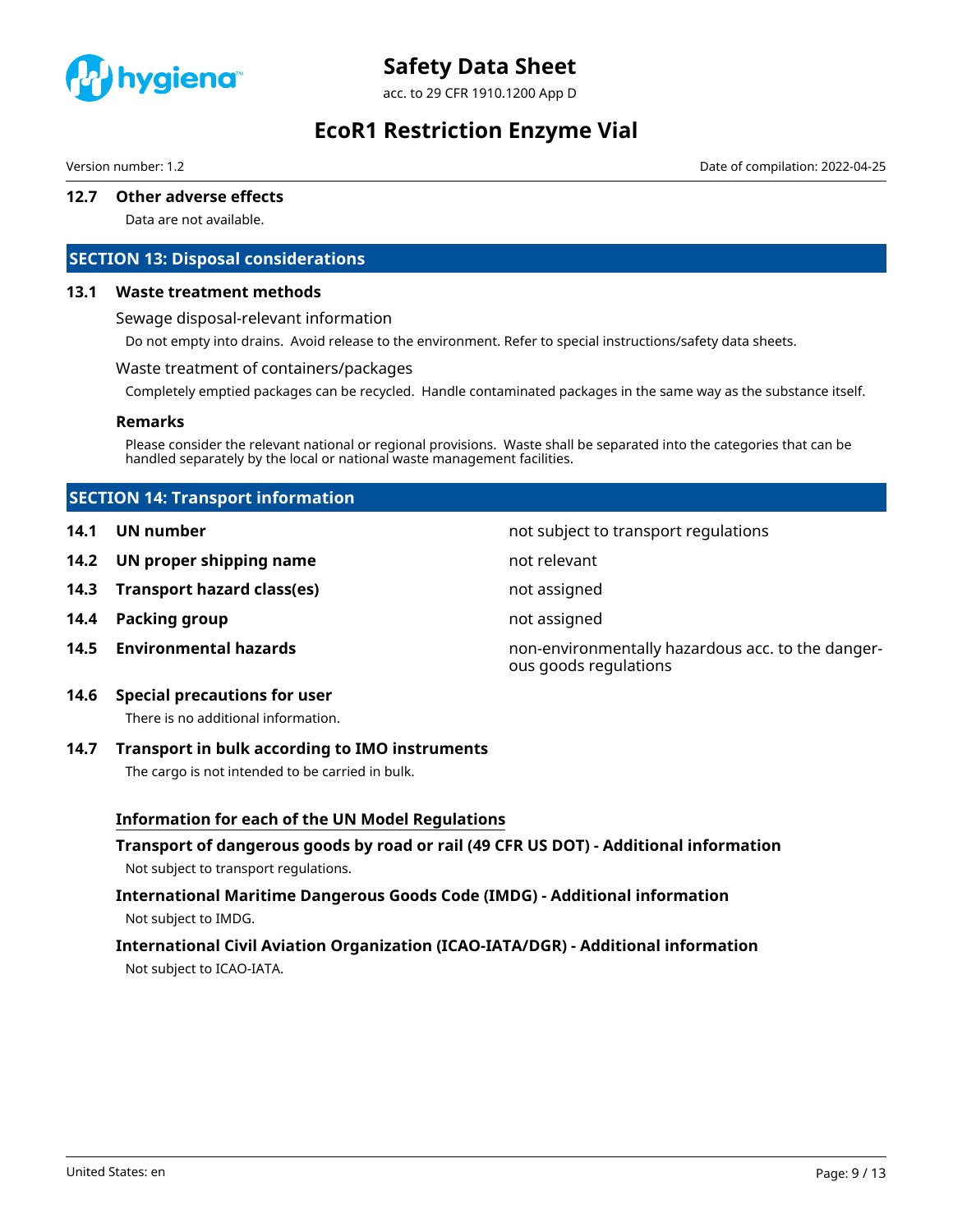### 12.7 Other adverse effects

Data are not available.

## SECTION 13: Disposal considerations

### 13.1 Waste treatment methods

Sewage disposal-relevant information

Do not empty into drains. Avoid release to the environment. Refer to special instructions/safety data sheets.

Waste treatment of containers/packages

Completely emptied packages can be recycled. Handle contaminated packages in the same way as the substance itself.

**Remarks**

Please consider the relevant national or regional provisions. Waste shall be separated into the categories that can be handled separately by the local or national waste management facilities.

## SECTION 14: Transport information

| | | |
|---|---|---|
| **14.1** | **UN number** | not subject to transport regulations |
| **14.2** | **UN proper shipping name** | not relevant |
| **14.3** | **Transport hazard class(es)** | not assigned |
| **14.4** | **Packing group** | not assigned |
| **14.5** | **Environmental hazards** | non-environmentally hazardous acc. to the dangerous goods regulations |

### 14.6 Special precautions for user

There is no additional information.

### 14.7 Transport in bulk according to IMO instruments

The cargo is not intended to be carried in bulk.

**Information for each of the UN Model Regulations**

**Transport of dangerous goods by road or rail (49 CFR US DOT) - Additional information**

Not subject to transport regulations.

**International Maritime Dangerous Goods Code (IMDG) - Additional information**

Not subject to IMDG.

**International Civil Aviation Organization (ICAO-IATA/DGR) - Additional information**

Not subject to ICAO-IATA.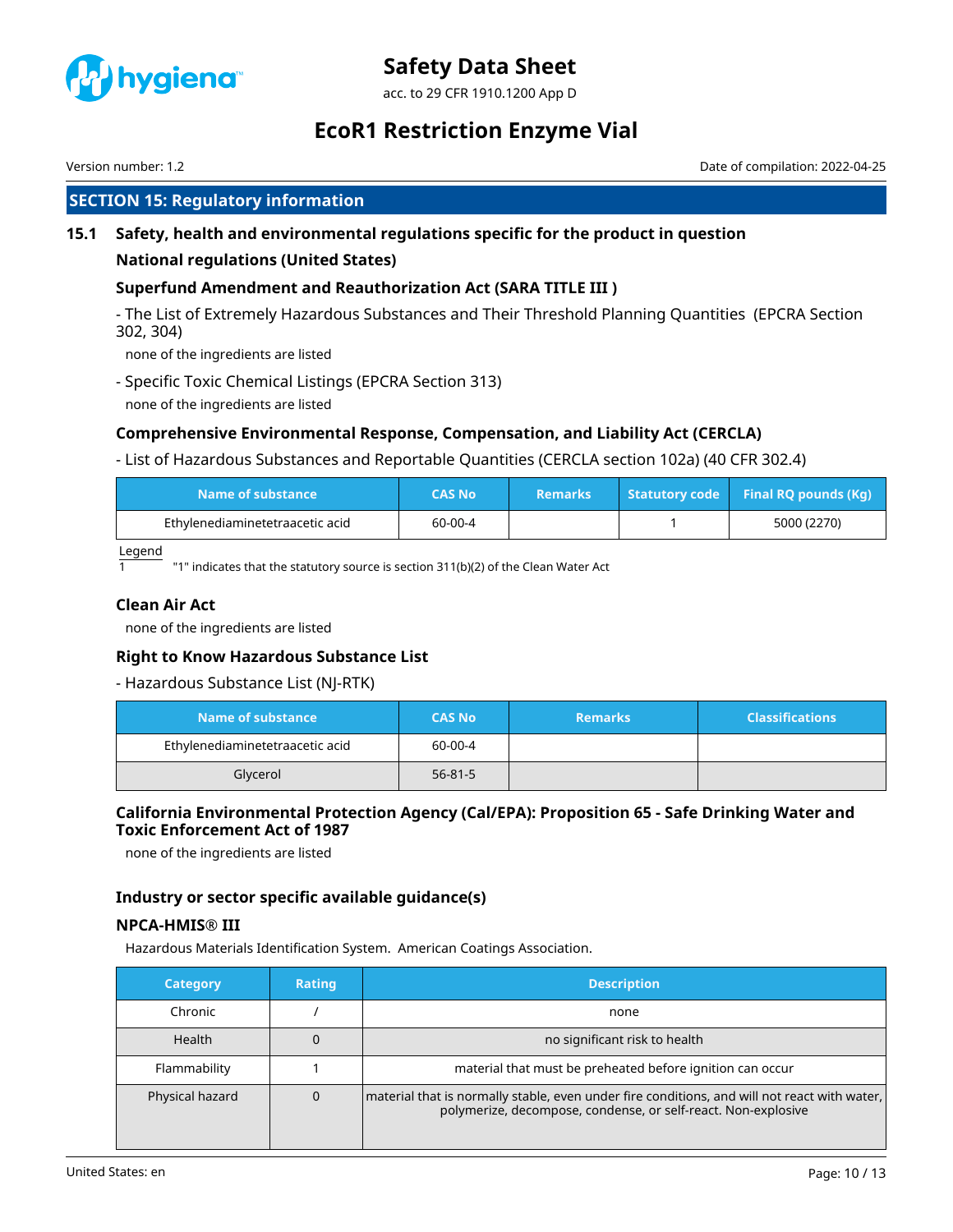## SECTION 15: Regulatory information

### 15.1 Safety, health and environmental regulations specific for the product in question

#### National regulations (United States)

#### Superfund Amendment and Reauthorization Act (SARA TITLE III )

- The List of Extremely Hazardous Substances and Their Threshold Planning Quantities (EPCRA Section 302, 304)

none of the ingredients are listed

- Specific Toxic Chemical Listings (EPCRA Section 313)

none of the ingredients are listed

#### Comprehensive Environmental Response, Compensation, and Liability Act (CERCLA)

- List of Hazardous Substances and Reportable Quantities (CERCLA section 102a) (40 CFR 302.4)

| Name of substance | CAS No | Remarks | Statutory code | Final RQ pounds (Kg) |
|---|---|---|---|---|
| Ethylenediaminetetraacetic acid | 60-00-4 | | 1 | 5000 (2270) |

Legend

1 "1" indicates that the statutory source is section 311(b)(2) of the Clean Water Act

#### Clean Air Act

none of the ingredients are listed

#### Right to Know Hazardous Substance List

- Hazardous Substance List (NJ-RTK)

| Name of substance | CAS No | Remarks | Classifications |
|---|---|---|---|
| Ethylenediaminetetraacetic acid | 60-00-4 | | |
| Glycerol | 56-81-5 | | |

#### California Environmental Protection Agency (Cal/EPA): Proposition 65 - Safe Drinking Water and Toxic Enforcement Act of 1987

none of the ingredients are listed

#### Industry or sector specific available guidance(s)

#### NPCA-HMIS® III

Hazardous Materials Identification System. American Coatings Association.

| Category | Rating | Description |
|---|---|---|
| Chronic | / | none |
| Health | 0 | no significant risk to health |
| Flammability | 1 | material that must be preheated before ignition can occur |
| Physical hazard | 0 | material that is normally stable, even under fire conditions, and will not react with water, polymerize, decompose, condense, or self-react. Non-explosive |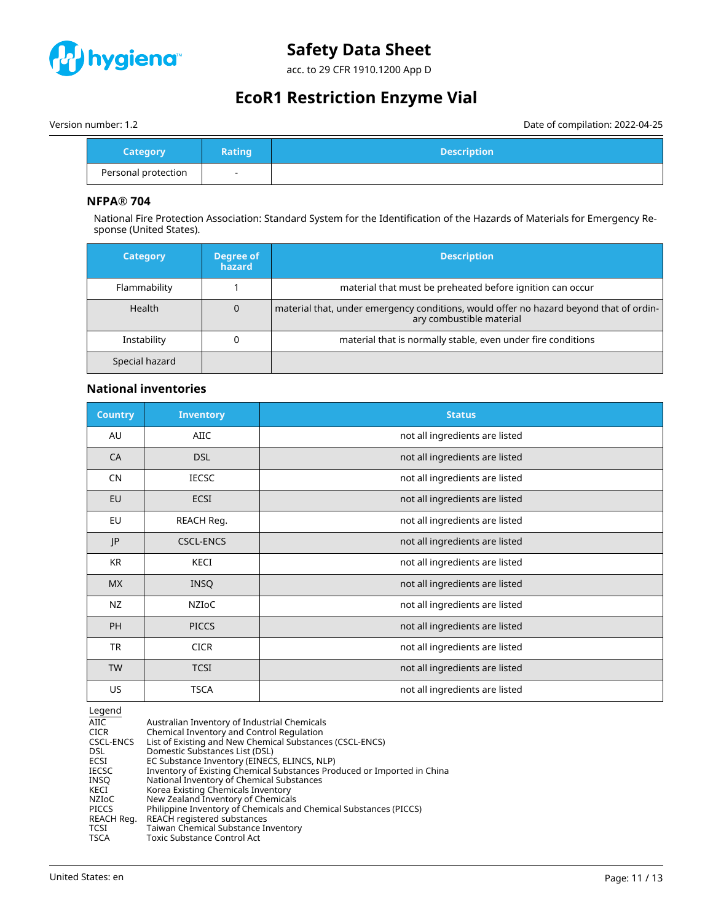| Category | Rating | Description |
|---|---|---|
| Personal protection | - | |

### NFPA® 704

National Fire Protection Association: Standard System for the Identification of the Hazards of Materials for Emergency Response (United States).

| Category | Degree of hazard | Description |
|---|---|---|
| Flammability | 1 | material that must be preheated before ignition can occur |
| Health | 0 | material that, under emergency conditions, would offer no hazard beyond that of ordinary combustible material |
| Instability | 0 | material that is normally stable, even under fire conditions |
| Special hazard | | |

### National inventories

| Country | Inventory | Status |
|---|---|---|
| AU | AIIC | not all ingredients are listed |
| CA | DSL | not all ingredients are listed |
| CN | IECSC | not all ingredients are listed |
| EU | ECSI | not all ingredients are listed |
| EU | REACH Reg. | not all ingredients are listed |
| JP | CSCL-ENCS | not all ingredients are listed |
| KR | KECI | not all ingredients are listed |
| MX | INSQ | not all ingredients are listed |
| NZ | NZIoC | not all ingredients are listed |
| PH | PICCS | not all ingredients are listed |
| TR | CICR | not all ingredients are listed |
| TW | TCSI | not all ingredients are listed |
| US | TSCA | not all ingredients are listed |

| Legend | |
|---|---|
| AIIC | Australian Inventory of Industrial Chemicals |
| CICR | Chemical Inventory and Control Regulation |
| CSCL-ENCS | List of Existing and New Chemical Substances (CSCL-ENCS) |
| DSL | Domestic Substances List (DSL) |
| ECSI | EC Substance Inventory (EINECS, ELINCS, NLP) |
| IECSC | Inventory of Existing Chemical Substances Produced or Imported in China |
| INSQ | National Inventory of Chemical Substances |
| KECI | Korea Existing Chemicals Inventory |
| NZIoC | New Zealand Inventory of Chemicals |
| PICCS | Philippine Inventory of Chemicals and Chemical Substances (PICCS) |
| REACH Reg. | REACH registered substances |
| TCSI | Taiwan Chemical Substance Inventory |
| TSCA | Toxic Substance Control Act |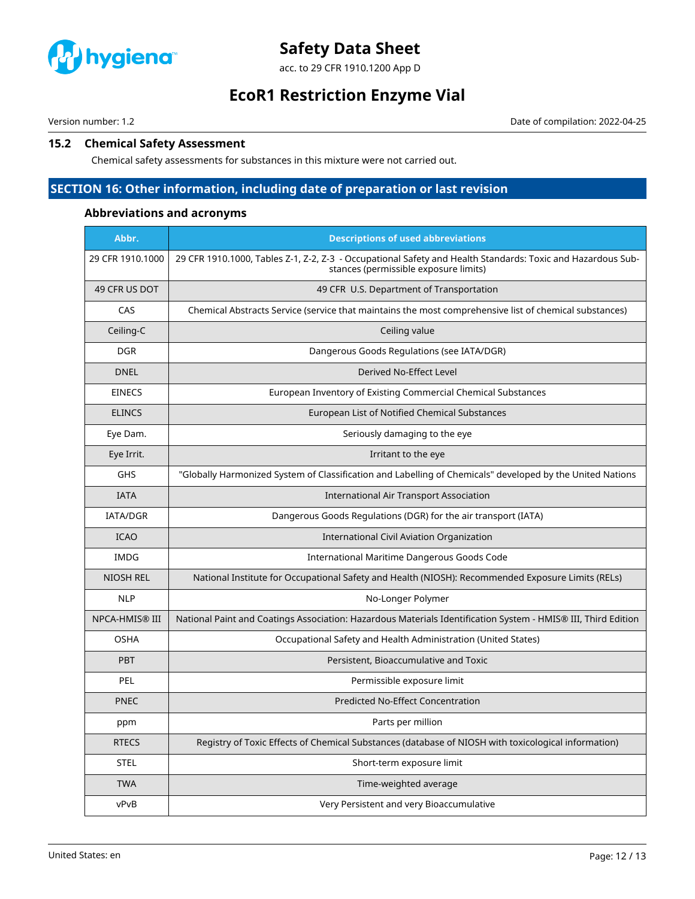### 15.2 Chemical Safety Assessment

Chemical safety assessments for substances in this mixture were not carried out.

## SECTION 16: Other information, including date of preparation or last revision

### Abbreviations and acronyms

| Abbr. | Descriptions of used abbreviations |
| --- | --- |
| 29 CFR 1910.1000 | 29 CFR 1910.1000, Tables Z-1, Z-2, Z-3 - Occupational Safety and Health Standards: Toxic and Hazardous Substances (permissible exposure limits) |
| 49 CFR US DOT | 49 CFR U.S. Department of Transportation |
| CAS | Chemical Abstracts Service (service that maintains the most comprehensive list of chemical substances) |
| Ceiling-C | Ceiling value |
| DGR | Dangerous Goods Regulations (see IATA/DGR) |
| DNEL | Derived No-Effect Level |
| EINECS | European Inventory of Existing Commercial Chemical Substances |
| ELINCS | European List of Notified Chemical Substances |
| Eye Dam. | Seriously damaging to the eye |
| Eye Irrit. | Irritant to the eye |
| GHS | "Globally Harmonized System of Classification and Labelling of Chemicals" developed by the United Nations |
| IATA | International Air Transport Association |
| IATA/DGR | Dangerous Goods Regulations (DGR) for the air transport (IATA) |
| ICAO | International Civil Aviation Organization |
| IMDG | International Maritime Dangerous Goods Code |
| NIOSH REL | National Institute for Occupational Safety and Health (NIOSH): Recommended Exposure Limits (RELs) |
| NLP | No-Longer Polymer |
| NPCA-HMIS® III | National Paint and Coatings Association: Hazardous Materials Identification System - HMIS® III, Third Edition |
| OSHA | Occupational Safety and Health Administration (United States) |
| PBT | Persistent, Bioaccumulative and Toxic |
| PEL | Permissible exposure limit |
| PNEC | Predicted No-Effect Concentration |
| ppm | Parts per million |
| RTECS | Registry of Toxic Effects of Chemical Substances (database of NIOSH with toxicological information) |
| STEL | Short-term exposure limit |
| TWA | Time-weighted average |
| vPvB | Very Persistent and very Bioaccumulative |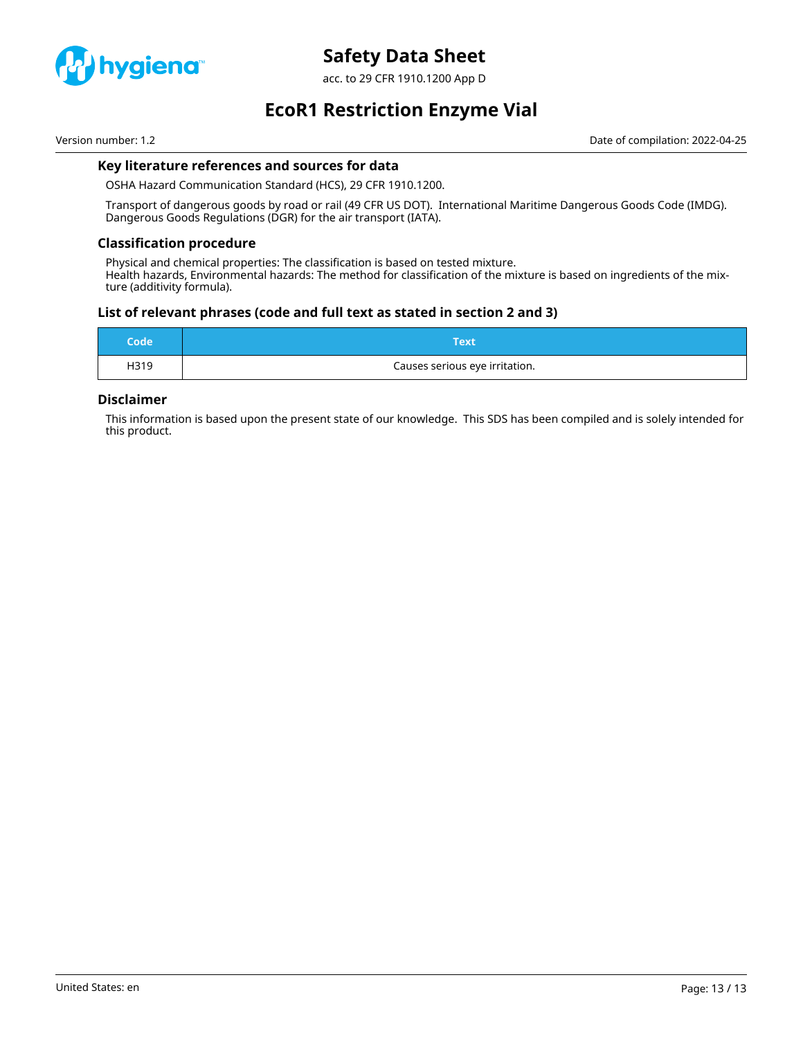### Key literature references and sources for data

OSHA Hazard Communication Standard (HCS), 29 CFR 1910.1200.

Transport of dangerous goods by road or rail (49 CFR US DOT). International Maritime Dangerous Goods Code (IMDG). Dangerous Goods Regulations (DGR) for the air transport (IATA).

### Classification procedure

Physical and chemical properties: The classification is based on tested mixture.
Health hazards, Environmental hazards: The method for classification of the mixture is based on ingredients of the mixture (additivity formula).

### List of relevant phrases (code and full text as stated in section 2 and 3)

| Code | Text |
| --- | --- |
| H319 | Causes serious eye irritation. |

### Disclaimer

This information is based upon the present state of our knowledge. This SDS has been compiled and is solely intended for this product.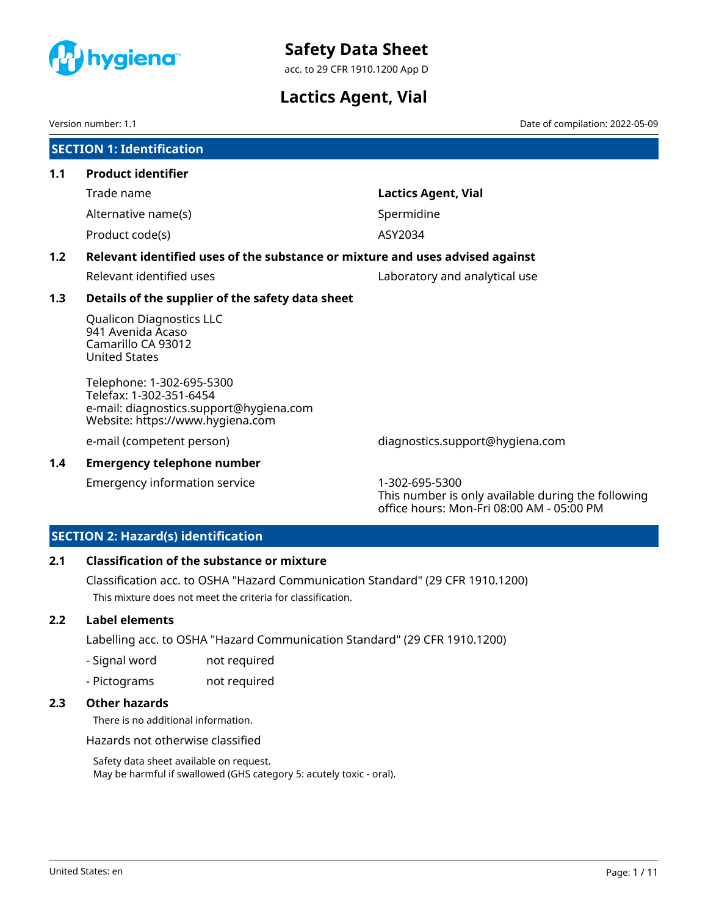# Safety Data Sheet

acc. to 29 CFR 1910.1200 App D

# Lactics Agent, Vial

Version number: 1.1

Date of compilation: 2022-05-09

## SECTION 1: Identification

### 1.1 Product identifier

| | |
|---|---|
| Trade name | **Lactics Agent, Vial** |
| Alternative name(s) | Spermidine |
| Product code(s) | ASY2034 |

### 1.2 Relevant identified uses of the substance or mixture and uses advised against

| | |
|---|---|
| Relevant identified uses | Laboratory and analytical use |

### 1.3 Details of the supplier of the safety data sheet

Qualicon Diagnostics LLC
941 Avenida Acaso
Camarillo CA 93012
United States

Telephone: 1-302-695-5300
Telefax: 1-302-351-6454
e-mail: diagnostics.support@hygiena.com
Website: https://www.hygiena.com

| | |
|---|---|
| e-mail (competent person) | diagnostics.support@hygiena.com |

### 1.4 Emergency telephone number

| | |
|---|---|
| Emergency information service | 1-302-695-5300<br>This number is only available during the following office hours: Mon-Fri 08:00 AM - 05:00 PM |

## SECTION 2: Hazard(s) identification

### 2.1 Classification of the substance or mixture

Classification acc. to OSHA "Hazard Communication Standard" (29 CFR 1910.1200)

This mixture does not meet the criteria for classification.

### 2.2 Label elements

Labelling acc. to OSHA "Hazard Communication Standard" (29 CFR 1910.1200)

- Signal word: not required
- Pictograms: not required

### 2.3 Other hazards

There is no additional information.

Hazards not otherwise classified

Safety data sheet available on request.
May be harmful if swallowed (GHS category 5: acutely toxic - oral).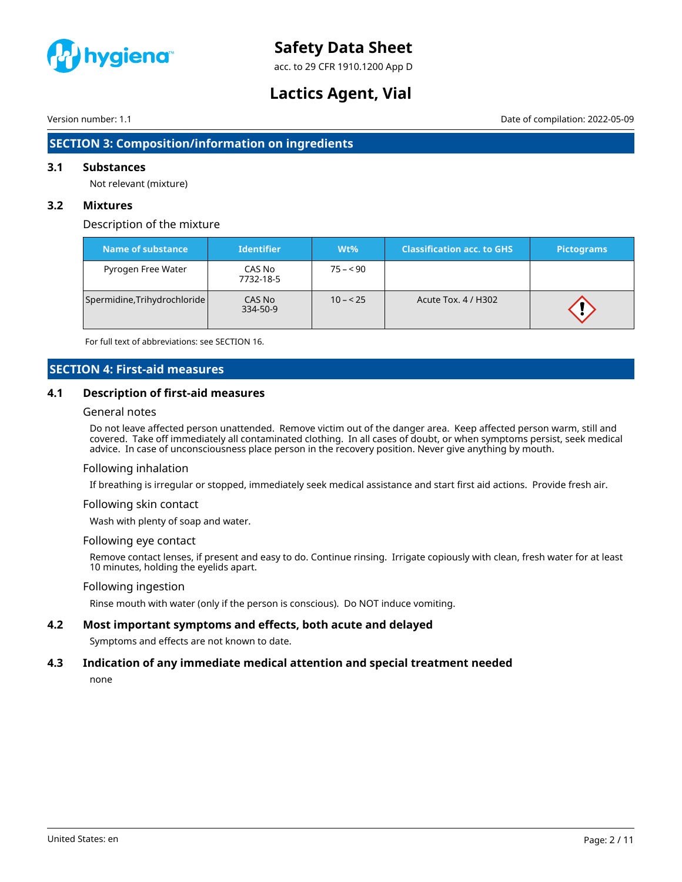## SECTION 3: Composition/information on ingredients

### 3.1 Substances

Not relevant (mixture)

### 3.2 Mixtures

Description of the mixture

| Name of substance | Identifier | Wt% | Classification acc. to GHS | Pictograms |
|---|---|---|---|---|
| Pyrogen Free Water | CAS No 7732-18-5 | 75 – < 90 | | |
| Spermidine,Trihydrochloride | CAS No 334-50-9 | 10 – < 25 | Acute Tox. 4 / H302 | |

For full text of abbreviations: see SECTION 16.

## SECTION 4: First-aid measures

### 4.1 Description of first-aid measures

General notes

Do not leave affected person unattended. Remove victim out of the danger area. Keep affected person warm, still and covered. Take off immediately all contaminated clothing. In all cases of doubt, or when symptoms persist, seek medical advice. In case of unconsciousness place person in the recovery position. Never give anything by mouth.

Following inhalation

If breathing is irregular or stopped, immediately seek medical assistance and start first aid actions. Provide fresh air.

Following skin contact

Wash with plenty of soap and water.

Following eye contact

Remove contact lenses, if present and easy to do. Continue rinsing. Irrigate copiously with clean, fresh water for at least 10 minutes, holding the eyelids apart.

Following ingestion

Rinse mouth with water (only if the person is conscious). Do NOT induce vomiting.

### 4.2 Most important symptoms and effects, both acute and delayed

Symptoms and effects are not known to date.

### 4.3 Indication of any immediate medical attention and special treatment needed

none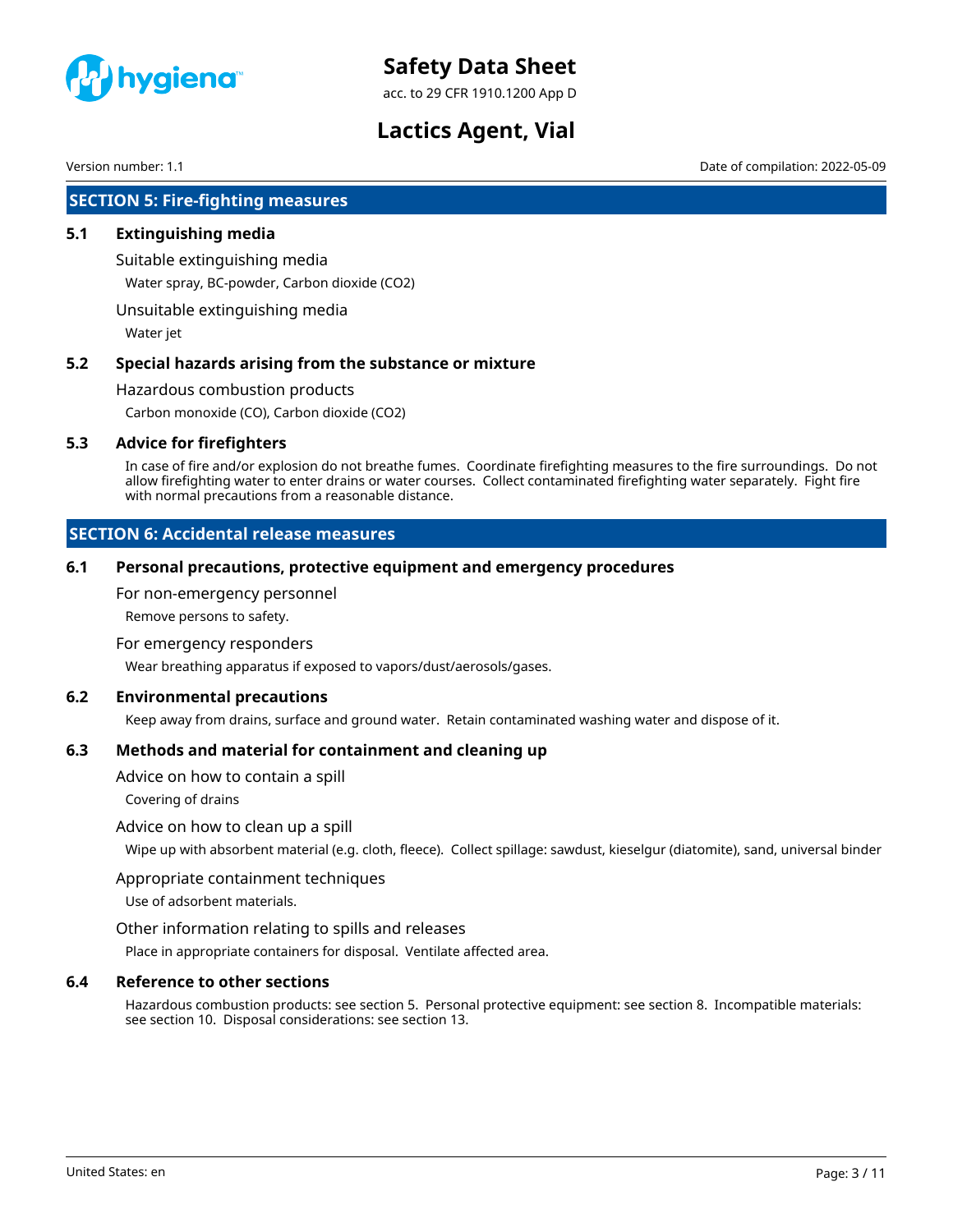## SECTION 5: Fire-fighting measures

### 5.1 Extinguishing media

Suitable extinguishing media

Water spray, BC-powder, Carbon dioxide ($CO_2$)

Unsuitable extinguishing media

Water jet

### 5.2 Special hazards arising from the substance or mixture

Hazardous combustion products

Carbon monoxide (CO), Carbon dioxide ($CO_2$)

### 5.3 Advice for firefighters

In case of fire and/or explosion do not breathe fumes. Coordinate firefighting measures to the fire surroundings. Do not allow firefighting water to enter drains or water courses. Collect contaminated firefighting water separately. Fight fire with normal precautions from a reasonable distance.

## SECTION 6: Accidental release measures

### 6.1 Personal precautions, protective equipment and emergency procedures

For non-emergency personnel

Remove persons to safety.

For emergency responders

Wear breathing apparatus if exposed to vapors/dust/aerosols/gases.

### 6.2 Environmental precautions

Keep away from drains, surface and ground water. Retain contaminated washing water and dispose of it.

### 6.3 Methods and material for containment and cleaning up

Advice on how to contain a spill

Covering of drains

Advice on how to clean up a spill

Wipe up with absorbent material (e.g. cloth, fleece). Collect spillage: sawdust, kieselgur (diatomite), sand, universal binder

Appropriate containment techniques

Use of adsorbent materials.

Other information relating to spills and releases

Place in appropriate containers for disposal. Ventilate affected area.

### 6.4 Reference to other sections

Hazardous combustion products: see section 5. Personal protective equipment: see section 8. Incompatible materials: see section 10. Disposal considerations: see section 13.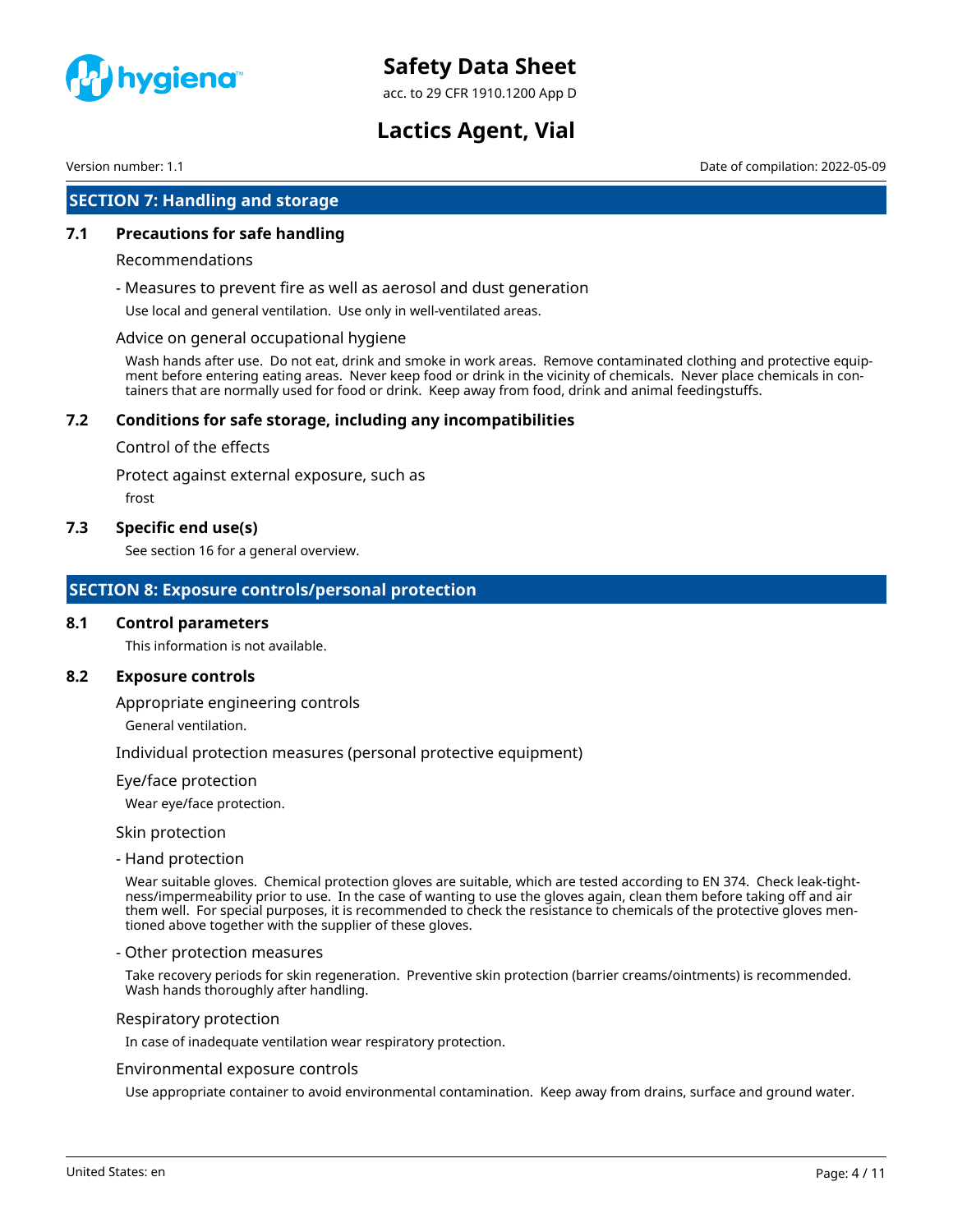## SECTION 7: Handling and storage

### 7.1 Precautions for safe handling

Recommendations

- Measures to prevent fire as well as aerosol and dust generation

Use local and general ventilation. Use only in well-ventilated areas.

Advice on general occupational hygiene

Wash hands after use. Do not eat, drink and smoke in work areas. Remove contaminated clothing and protective equipment before entering eating areas. Never keep food or drink in the vicinity of chemicals. Never place chemicals in containers that are normally used for food or drink. Keep away from food, drink and animal feedingstuffs.

### 7.2 Conditions for safe storage, including any incompatibilities

Control of the effects

Protect against external exposure, such as

frost

### 7.3 Specific end use(s)

See section 16 for a general overview.

## SECTION 8: Exposure controls/personal protection

### 8.1 Control parameters

This information is not available.

### 8.2 Exposure controls

Appropriate engineering controls

General ventilation.

Individual protection measures (personal protective equipment)

Eye/face protection

Wear eye/face protection.

Skin protection

- Hand protection

Wear suitable gloves. Chemical protection gloves are suitable, which are tested according to EN 374. Check leak-tightness/impermeability prior to use. In the case of wanting to use the gloves again, clean them before taking off and air them well. For special purposes, it is recommended to check the resistance to chemicals of the protective gloves mentioned above together with the supplier of these gloves.

- Other protection measures

Take recovery periods for skin regeneration. Preventive skin protection (barrier creams/ointments) is recommended. Wash hands thoroughly after handling.

Respiratory protection

In case of inadequate ventilation wear respiratory protection.

Environmental exposure controls

Use appropriate container to avoid environmental contamination. Keep away from drains, surface and ground water.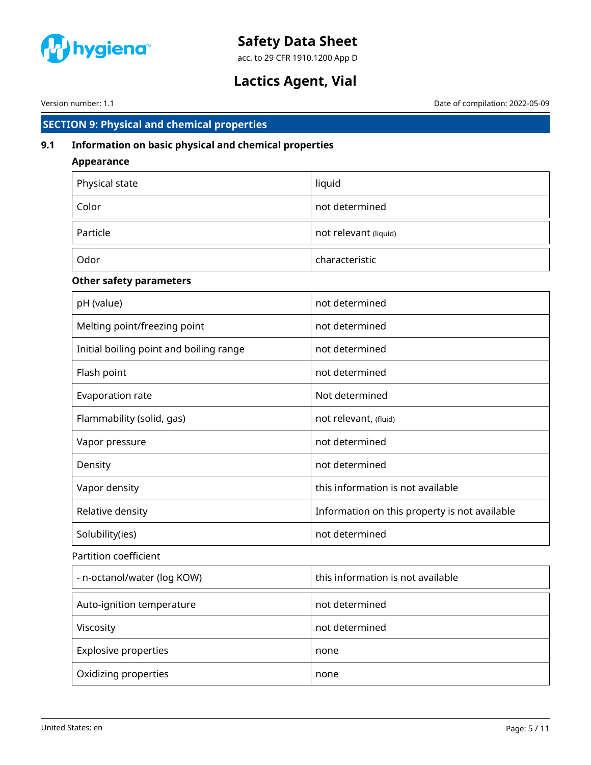## SECTION 9: Physical and chemical properties

### 9.1 Information on basic physical and chemical properties

**Appearance**

| | |
|---|---|
| Physical state | liquid |
| Color | not determined |
| Particle | not relevant (liquid) |
| Odor | characteristic |

**Other safety parameters**

| | |
|---|---|
| pH (value) | not determined |
| Melting point/freezing point | not determined |
| Initial boiling point and boiling range | not determined |
| Flash point | not determined |
| Evaporation rate | Not determined |
| Flammability (solid, gas) | not relevant, (fluid) |
| Vapor pressure | not determined |
| Density | not determined |
| Vapor density | this information is not available |
| Relative density | Information on this property is not available |
| Solubility(ies) | not determined |

Partition coefficient

| | |
|---|---|
| - n-octanol/water (log KOW) | this information is not available |
| Auto-ignition temperature | not determined |
| Viscosity | not determined |
| Explosive properties | none |
| Oxidizing properties | none |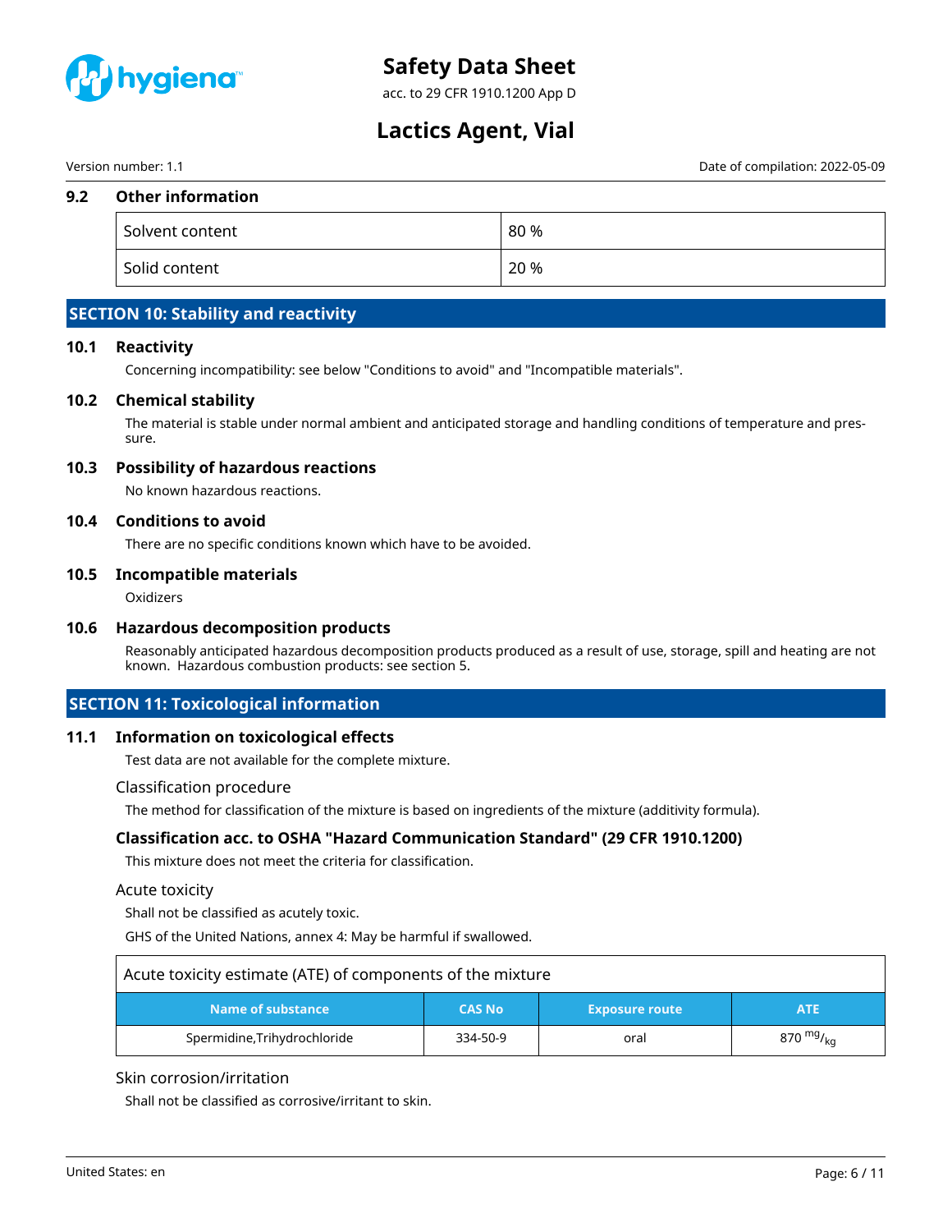### 9.2 Other information

| Solvent content | 80 % |
|---|---|
| Solid content | 20 % |

## SECTION 10: Stability and reactivity

### 10.1 Reactivity

Concerning incompatibility: see below "Conditions to avoid" and "Incompatible materials".

### 10.2 Chemical stability

The material is stable under normal ambient and anticipated storage and handling conditions of temperature and pressure.

### 10.3 Possibility of hazardous reactions

No known hazardous reactions.

### 10.4 Conditions to avoid

There are no specific conditions known which have to be avoided.

### 10.5 Incompatible materials

Oxidizers

### 10.6 Hazardous decomposition products

Reasonably anticipated hazardous decomposition products produced as a result of use, storage, spill and heating are not known. Hazardous combustion products: see section 5.

## SECTION 11: Toxicological information

### 11.1 Information on toxicological effects

Test data are not available for the complete mixture.

Classification procedure

The method for classification of the mixture is based on ingredients of the mixture (additivity formula).

#### Classification acc. to OSHA "Hazard Communication Standard" (29 CFR 1910.1200)

This mixture does not meet the criteria for classification.

Acute toxicity

Shall not be classified as acutely toxic.

GHS of the United Nations, annex 4: May be harmful if swallowed.

| Acute toxicity estimate (ATE) of components of the mixture | | | |
|---|---|---|---|
| Name of substance | CAS No | Exposure route | ATE |
| Spermidine,Trihydrochloride | 334-50-9 | oral | 870 $^{mg}/_{kg}$ |

Skin corrosion/irritation

Shall not be classified as corrosive/irritant to skin.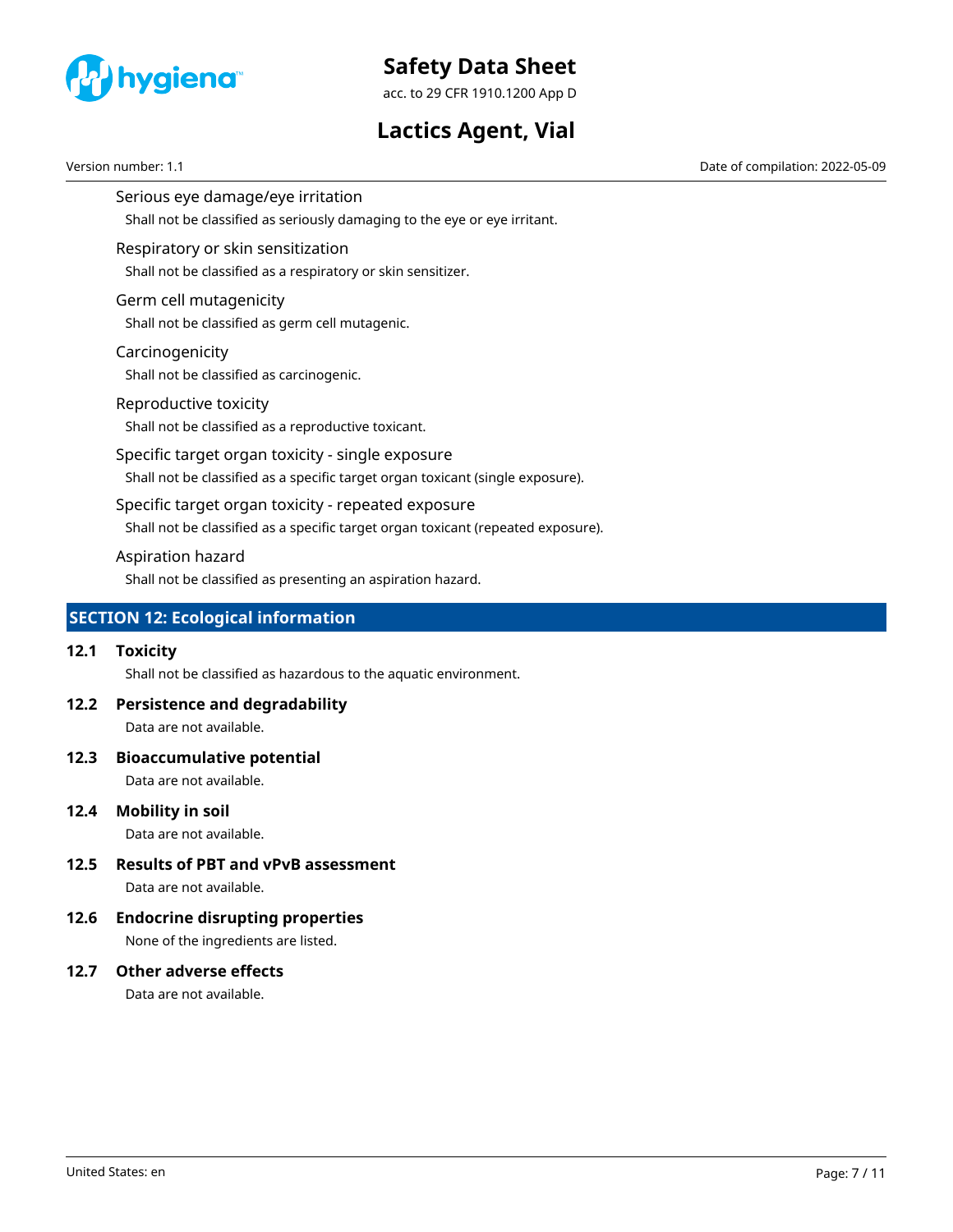### Serious eye damage/eye irritation

Shall not be classified as seriously damaging to the eye or eye irritant.

### Respiratory or skin sensitization

Shall not be classified as a respiratory or skin sensitizer.

### Germ cell mutagenicity

Shall not be classified as germ cell mutagenic.

### Carcinogenicity

Shall not be classified as carcinogenic.

### Reproductive toxicity

Shall not be classified as a reproductive toxicant.

### Specific target organ toxicity - single exposure

Shall not be classified as a specific target organ toxicant (single exposure).

### Specific target organ toxicity - repeated exposure

Shall not be classified as a specific target organ toxicant (repeated exposure).

### Aspiration hazard

Shall not be classified as presenting an aspiration hazard.

## SECTION 12: Ecological information

### 12.1 Toxicity

Shall not be classified as hazardous to the aquatic environment.

### 12.2 Persistence and degradability

Data are not available.

### 12.3 Bioaccumulative potential

Data are not available.

### 12.4 Mobility in soil

Data are not available.

### 12.5 Results of PBT and vPvB assessment

Data are not available.

### 12.6 Endocrine disrupting properties

None of the ingredients are listed.

### 12.7 Other adverse effects

Data are not available.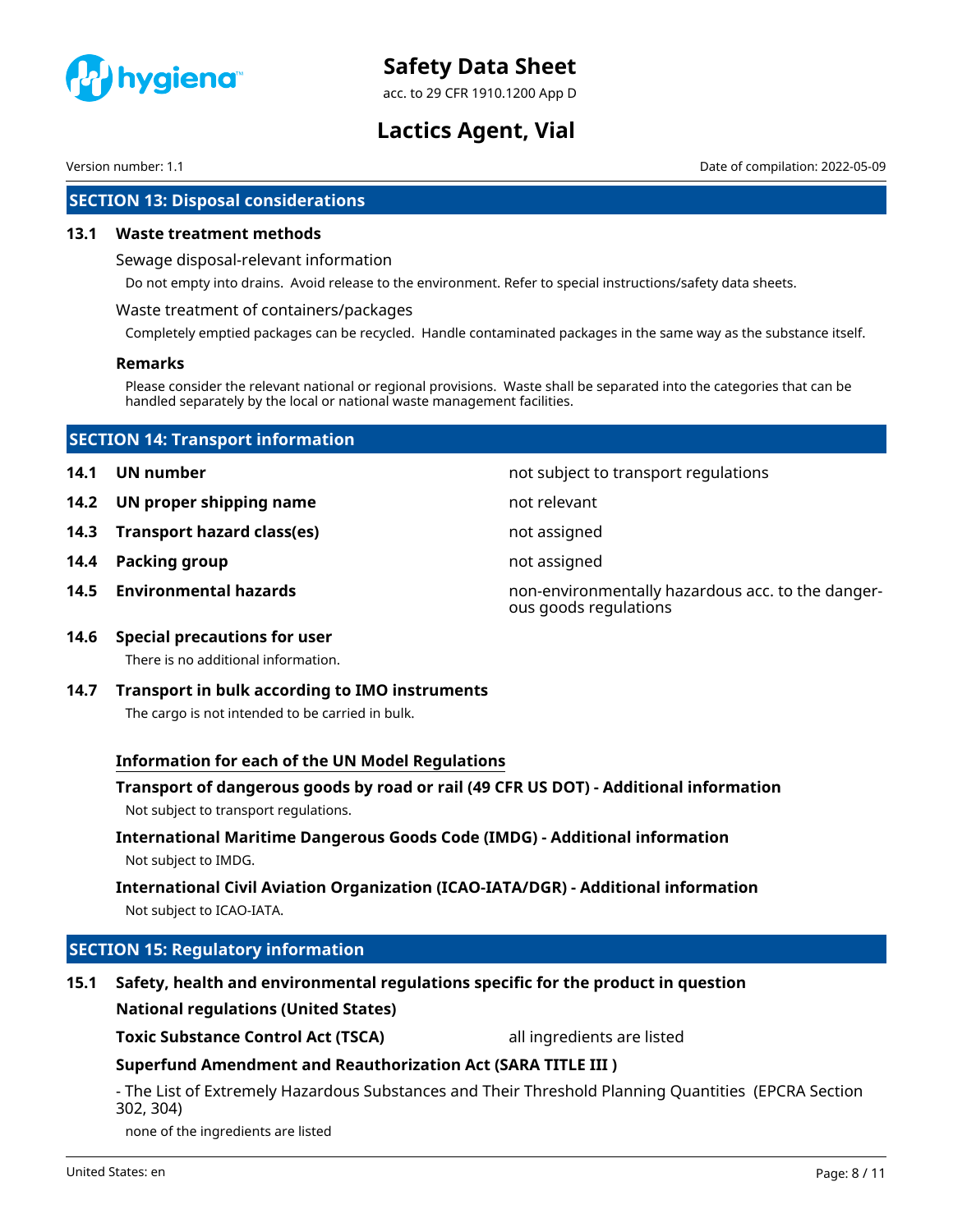## SECTION 13: Disposal considerations

### 13.1 Waste treatment methods

Sewage disposal-relevant information

Do not empty into drains. Avoid release to the environment. Refer to special instructions/safety data sheets.

Waste treatment of containers/packages

Completely emptied packages can be recycled. Handle contaminated packages in the same way as the substance itself.

**Remarks**

Please consider the relevant national or regional provisions. Waste shall be separated into the categories that can be handled separately by the local or national waste management facilities.

## SECTION 14: Transport information

| | |
|---|---|
| **14.1 UN number** | not subject to transport regulations |
| **14.2 UN proper shipping name** | not relevant |
| **14.3 Transport hazard class(es)** | not assigned |
| **14.4 Packing group** | not assigned |
| **14.5 Environmental hazards** | non-environmentally hazardous acc. to the dangerous goods regulations |

### 14.6 Special precautions for user

There is no additional information.

### 14.7 Transport in bulk according to IMO instruments

The cargo is not intended to be carried in bulk.

**Information for each of the UN Model Regulations**

**Transport of dangerous goods by road or rail (49 CFR US DOT) - Additional information**

Not subject to transport regulations.

**International Maritime Dangerous Goods Code (IMDG) - Additional information**

Not subject to IMDG.

**International Civil Aviation Organization (ICAO-IATA/DGR) - Additional information**

Not subject to ICAO-IATA.

## SECTION 15: Regulatory information

### 15.1 Safety, health and environmental regulations specific for the product in question

**National regulations (United States)**

**Toxic Substance Control Act (TSCA)** — all ingredients are listed

**Superfund Amendment and Reauthorization Act (SARA TITLE III )**

- The List of Extremely Hazardous Substances and Their Threshold Planning Quantities (EPCRA Section 302, 304)

none of the ingredients are listed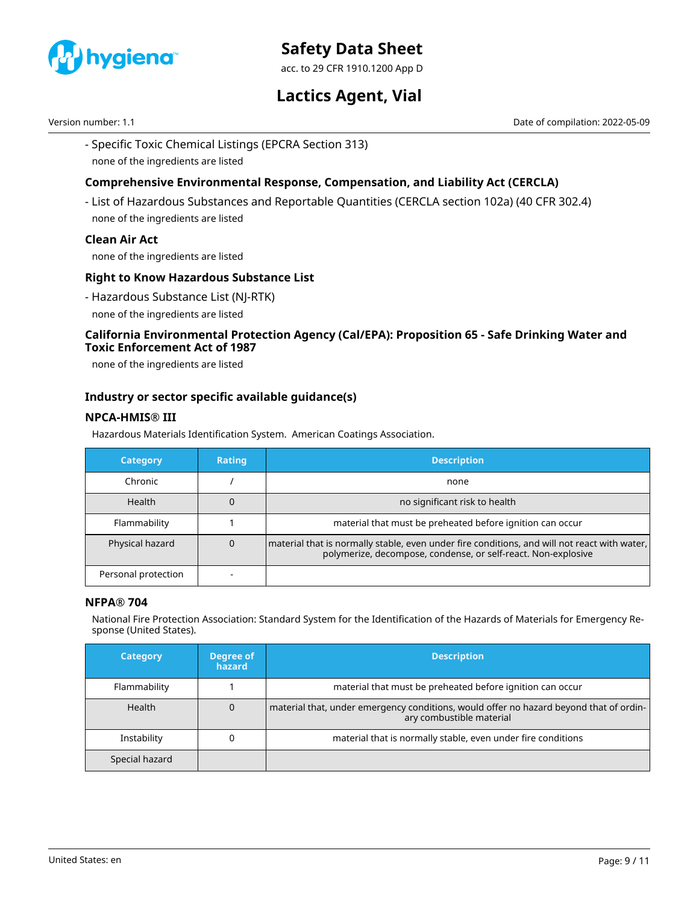- Specific Toxic Chemical Listings (EPCRA Section 313)

none of the ingredients are listed

### Comprehensive Environmental Response, Compensation, and Liability Act (CERCLA)

- List of Hazardous Substances and Reportable Quantities (CERCLA section 102a) (40 CFR 302.4)

none of the ingredients are listed

### Clean Air Act

none of the ingredients are listed

### Right to Know Hazardous Substance List

- Hazardous Substance List (NJ-RTK)

none of the ingredients are listed

### California Environmental Protection Agency (Cal/EPA): Proposition 65 - Safe Drinking Water and Toxic Enforcement Act of 1987

none of the ingredients are listed

### Industry or sector specific available guidance(s)

#### NPCA-HMIS® III

Hazardous Materials Identification System. American Coatings Association.

| Category | Rating | Description |
|---|---|---|
| Chronic | / | none |
| Health | 0 | no significant risk to health |
| Flammability | 1 | material that must be preheated before ignition can occur |
| Physical hazard | 0 | material that is normally stable, even under fire conditions, and will not react with water, polymerize, decompose, condense, or self-react. Non-explosive |
| Personal protection | - | |

#### NFPA® 704

National Fire Protection Association: Standard System for the Identification of the Hazards of Materials for Emergency Response (United States).

| Category | Degree of hazard | Description |
|---|---|---|
| Flammability | 1 | material that must be preheated before ignition can occur |
| Health | 0 | material that, under emergency conditions, would offer no hazard beyond that of ordinary combustible material |
| Instability | 0 | material that is normally stable, even under fire conditions |
| Special hazard | | |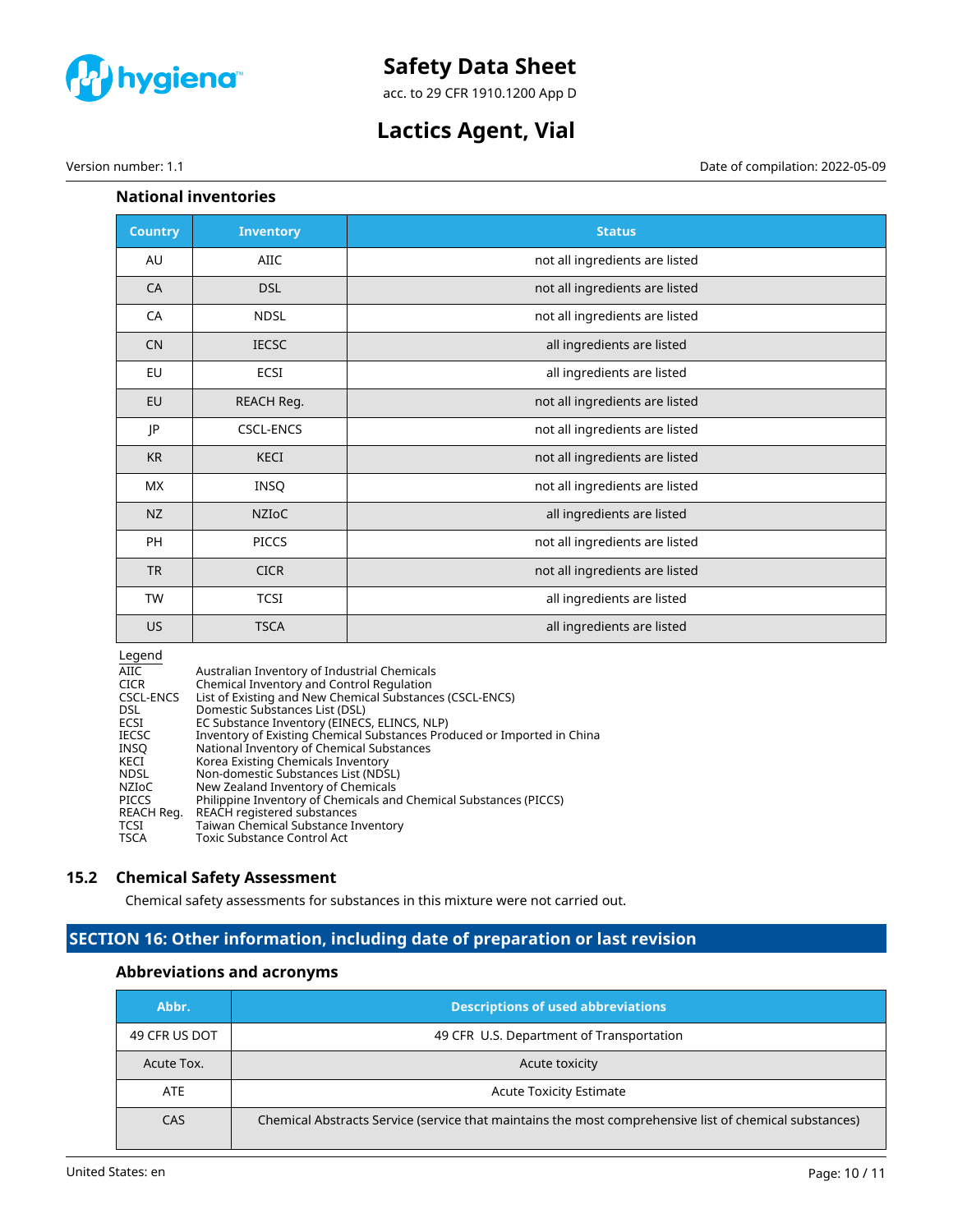### National inventories

| Country | Inventory | Status |
|---|---|---|
| AU | AIIC | not all ingredients are listed |
| CA | DSL | not all ingredients are listed |
| CA | NDSL | not all ingredients are listed |
| CN | IECSC | all ingredients are listed |
| EU | ECSI | all ingredients are listed |
| EU | REACH Reg. | not all ingredients are listed |
| JP | CSCL-ENCS | not all ingredients are listed |
| KR | KECI | not all ingredients are listed |
| MX | INSQ | not all ingredients are listed |
| NZ | NZIoC | all ingredients are listed |
| PH | PICCS | not all ingredients are listed |
| TR | CICR | not all ingredients are listed |
| TW | TCSI | all ingredients are listed |
| US | TSCA | all ingredients are listed |

Legend

| | |
|---|---|
| AIIC | Australian Inventory of Industrial Chemicals |
| CICR | Chemical Inventory and Control Regulation |
| CSCL-ENCS | List of Existing and New Chemical Substances (CSCL-ENCS) |
| DSL | Domestic Substances List (DSL) |
| ECSI | EC Substance Inventory (EINECS, ELINCS, NLP) |
| IECSC | Inventory of Existing Chemical Substances Produced or Imported in China |
| INSQ | National Inventory of Chemical Substances |
| KECI | Korea Existing Chemicals Inventory |
| NDSL | Non-domestic Substances List (NDSL) |
| NZIoC | New Zealand Inventory of Chemicals |
| PICCS | Philippine Inventory of Chemicals and Chemical Substances (PICCS) |
| REACH Reg. | REACH registered substances |
| TCSI | Taiwan Chemical Substance Inventory |
| TSCA | Toxic Substance Control Act |

## 15.2 Chemical Safety Assessment

Chemical safety assessments for substances in this mixture were not carried out.

# SECTION 16: Other information, including date of preparation or last revision

### Abbreviations and acronyms

| Abbr. | Descriptions of used abbreviations |
|---|---|
| 49 CFR US DOT | 49 CFR U.S. Department of Transportation |
| Acute Tox. | Acute toxicity |
| ATE | Acute Toxicity Estimate |
| CAS | Chemical Abstracts Service (service that maintains the most comprehensive list of chemical substances) |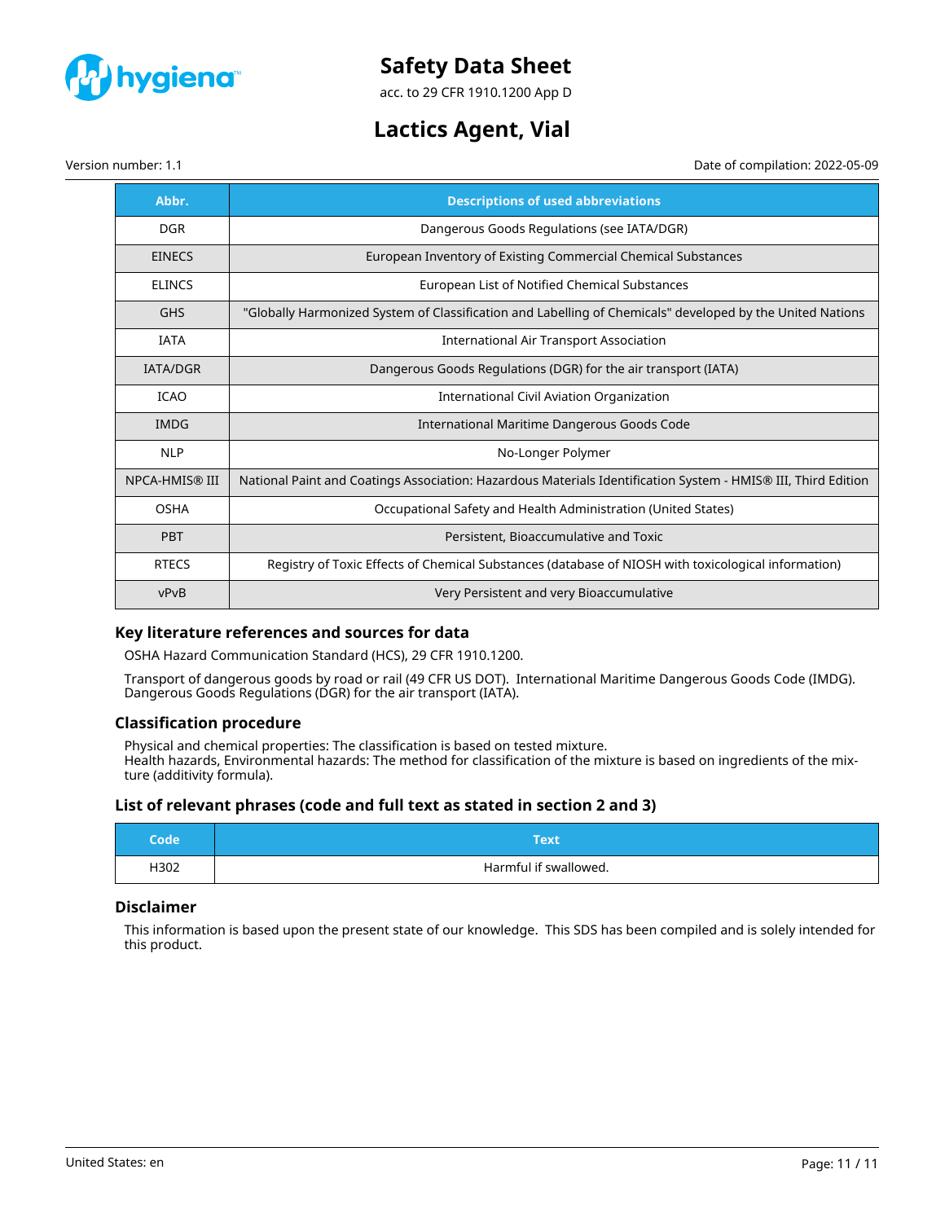| Abbr. | Descriptions of used abbreviations |
| --- | --- |
| DGR | Dangerous Goods Regulations (see IATA/DGR) |
| EINECS | European Inventory of Existing Commercial Chemical Substances |
| ELINCS | European List of Notified Chemical Substances |
| GHS | "Globally Harmonized System of Classification and Labelling of Chemicals" developed by the United Nations |
| IATA | International Air Transport Association |
| IATA/DGR | Dangerous Goods Regulations (DGR) for the air transport (IATA) |
| ICAO | International Civil Aviation Organization |
| IMDG | International Maritime Dangerous Goods Code |
| NLP | No-Longer Polymer |
| NPCA-HMIS® III | National Paint and Coatings Association: Hazardous Materials Identification System - HMIS® III, Third Edition |
| OSHA | Occupational Safety and Health Administration (United States) |
| PBT | Persistent, Bioaccumulative and Toxic |
| RTECS | Registry of Toxic Effects of Chemical Substances (database of NIOSH with toxicological information) |
| vPvB | Very Persistent and very Bioaccumulative |

### Key literature references and sources for data

OSHA Hazard Communication Standard (HCS), 29 CFR 1910.1200.

Transport of dangerous goods by road or rail (49 CFR US DOT). International Maritime Dangerous Goods Code (IMDG). Dangerous Goods Regulations (DGR) for the air transport (IATA).

### Classification procedure

Physical and chemical properties: The classification is based on tested mixture.
Health hazards, Environmental hazards: The method for classification of the mixture is based on ingredients of the mixture (additivity formula).

### List of relevant phrases (code and full text as stated in section 2 and 3)

| Code | Text |
| --- | --- |
| H302 | Harmful if swallowed. |

### Disclaimer

This information is based upon the present state of our knowledge. This SDS has been compiled and is solely intended for this product.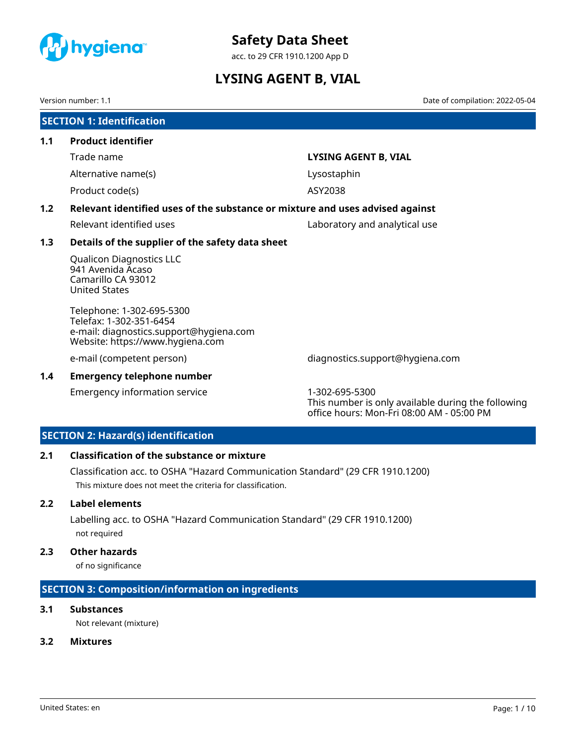# Safety Data Sheet

acc. to 29 CFR 1910.1200 App D

# LYSING AGENT B, VIAL

Version number: 1.1 | Date of compilation: 2022-05-04

## SECTION 1: Identification

### 1.1 Product identifier

| | |
|---|---|
| Trade name | **LYSING AGENT B, VIAL** |
| Alternative name(s) | Lysostaphin |
| Product code(s) | ASY2038 |

### 1.2 Relevant identified uses of the substance or mixture and uses advised against

| | |
|---|---|
| Relevant identified uses | Laboratory and analytical use |

### 1.3 Details of the supplier of the safety data sheet

Qualicon Diagnostics LLC
941 Avenida Acaso
Camarillo CA 93012
United States

Telephone: 1-302-695-5300
Telefax: 1-302-351-6454
e-mail: diagnostics.support@hygiena.com
Website: https://www.hygiena.com

| | |
|---|---|
| e-mail (competent person) | diagnostics.support@hygiena.com |

### 1.4 Emergency telephone number

| | |
|---|---|
| Emergency information service | 1-302-695-5300<br>This number is only available during the following office hours: Mon-Fri 08:00 AM - 05:00 PM |

## SECTION 2: Hazard(s) identification

### 2.1 Classification of the substance or mixture

Classification acc. to OSHA "Hazard Communication Standard" (29 CFR 1910.1200)

This mixture does not meet the criteria for classification.

### 2.2 Label elements

Labelling acc. to OSHA "Hazard Communication Standard" (29 CFR 1910.1200)

not required

### 2.3 Other hazards

of no significance

## SECTION 3: Composition/information on ingredients

### 3.1 Substances

Not relevant (mixture)

### 3.2 Mixtures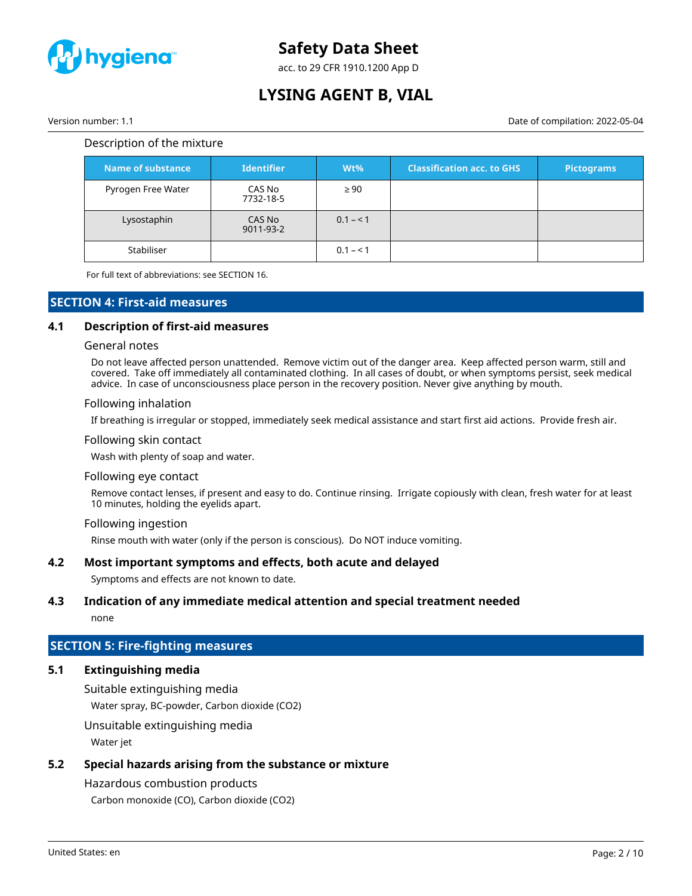Description of the mixture

| Name of substance | Identifier | Wt% | Classification acc. to GHS | Pictograms |
|---|---|---|---|---|
| Pyrogen Free Water | CAS No 7732-18-5 | ≥ 90 | | |
| Lysostaphin | CAS No 9011-93-2 | 0.1 – < 1 | | |
| Stabiliser | | 0.1 – < 1 | | |

For full text of abbreviations: see SECTION 16.

## SECTION 4: First-aid measures

### 4.1 Description of first-aid measures

General notes

Do not leave affected person unattended. Remove victim out of the danger area. Keep affected person warm, still and covered. Take off immediately all contaminated clothing. In all cases of doubt, or when symptoms persist, seek medical advice. In case of unconsciousness place person in the recovery position. Never give anything by mouth.

Following inhalation

If breathing is irregular or stopped, immediately seek medical assistance and start first aid actions. Provide fresh air.

Following skin contact

Wash with plenty of soap and water.

Following eye contact

Remove contact lenses, if present and easy to do. Continue rinsing. Irrigate copiously with clean, fresh water for at least 10 minutes, holding the eyelids apart.

Following ingestion

Rinse mouth with water (only if the person is conscious). Do NOT induce vomiting.

### 4.2 Most important symptoms and effects, both acute and delayed

Symptoms and effects are not known to date.

### 4.3 Indication of any immediate medical attention and special treatment needed

none

## SECTION 5: Fire-fighting measures

### 5.1 Extinguishing media

Suitable extinguishing media

Water spray, BC-powder, Carbon dioxide ($CO_2$)

Unsuitable extinguishing media

Water jet

### 5.2 Special hazards arising from the substance or mixture

Hazardous combustion products

Carbon monoxide (CO), Carbon dioxide ($CO_2$)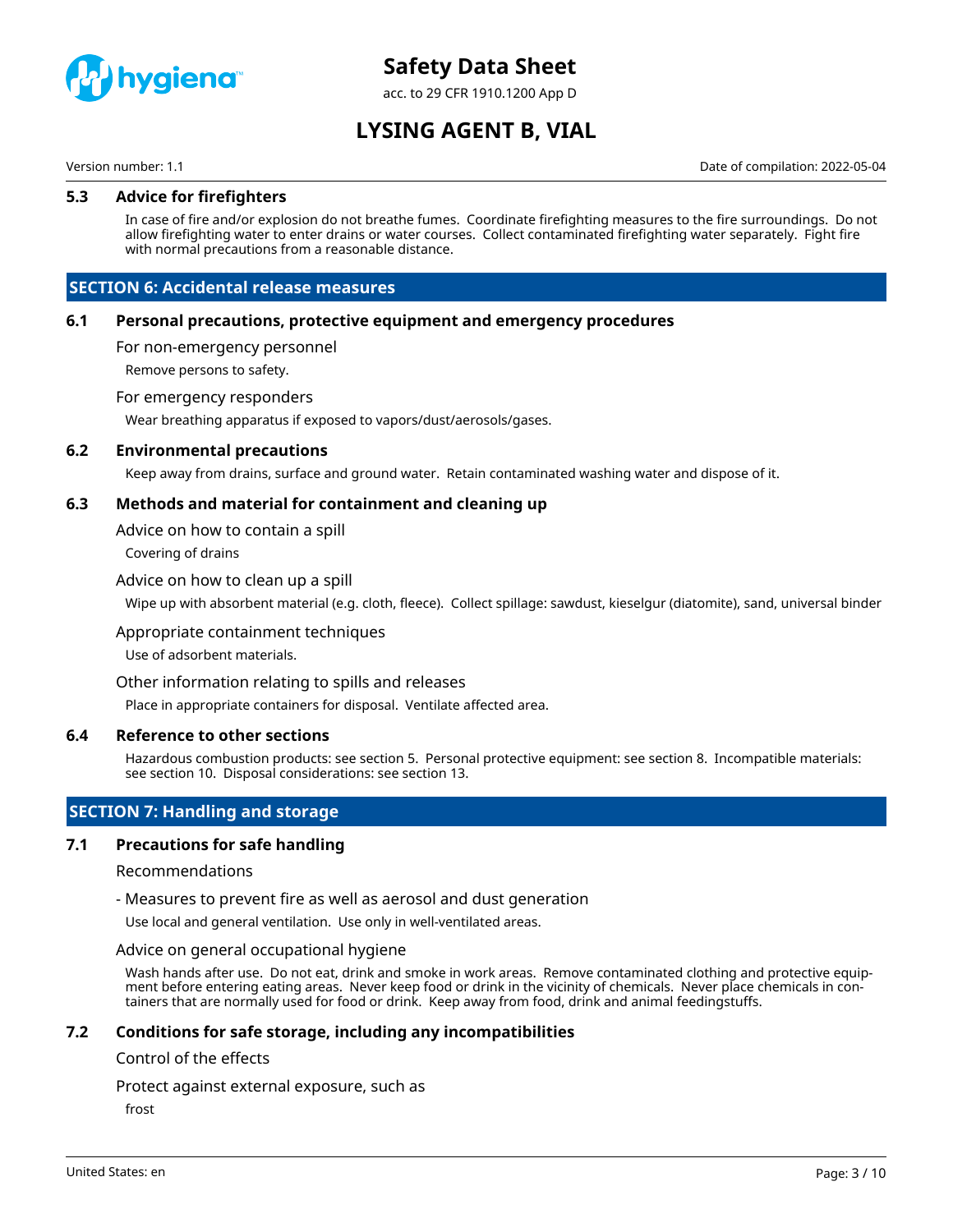### 5.3 Advice for firefighters

In case of fire and/or explosion do not breathe fumes. Coordinate firefighting measures to the fire surroundings. Do not allow firefighting water to enter drains or water courses. Collect contaminated firefighting water separately. Fight fire with normal precautions from a reasonable distance.

## SECTION 6: Accidental release measures

### 6.1 Personal precautions, protective equipment and emergency procedures

For non-emergency personnel

Remove persons to safety.

For emergency responders

Wear breathing apparatus if exposed to vapors/dust/aerosols/gases.

### 6.2 Environmental precautions

Keep away from drains, surface and ground water. Retain contaminated washing water and dispose of it.

### 6.3 Methods and material for containment and cleaning up

Advice on how to contain a spill

Covering of drains

Advice on how to clean up a spill

Wipe up with absorbent material (e.g. cloth, fleece). Collect spillage: sawdust, kieselgur (diatomite), sand, universal binder

Appropriate containment techniques

Use of adsorbent materials.

Other information relating to spills and releases

Place in appropriate containers for disposal. Ventilate affected area.

### 6.4 Reference to other sections

Hazardous combustion products: see section 5. Personal protective equipment: see section 8. Incompatible materials: see section 10. Disposal considerations: see section 13.

## SECTION 7: Handling and storage

### 7.1 Precautions for safe handling

Recommendations

- Measures to prevent fire as well as aerosol and dust generation

Use local and general ventilation. Use only in well-ventilated areas.

Advice on general occupational hygiene

Wash hands after use. Do not eat, drink and smoke in work areas. Remove contaminated clothing and protective equipment before entering eating areas. Never keep food or drink in the vicinity of chemicals. Never place chemicals in containers that are normally used for food or drink. Keep away from food, drink and animal feedingstuffs.

### 7.2 Conditions for safe storage, including any incompatibilities

Control of the effects

Protect against external exposure, such as

frost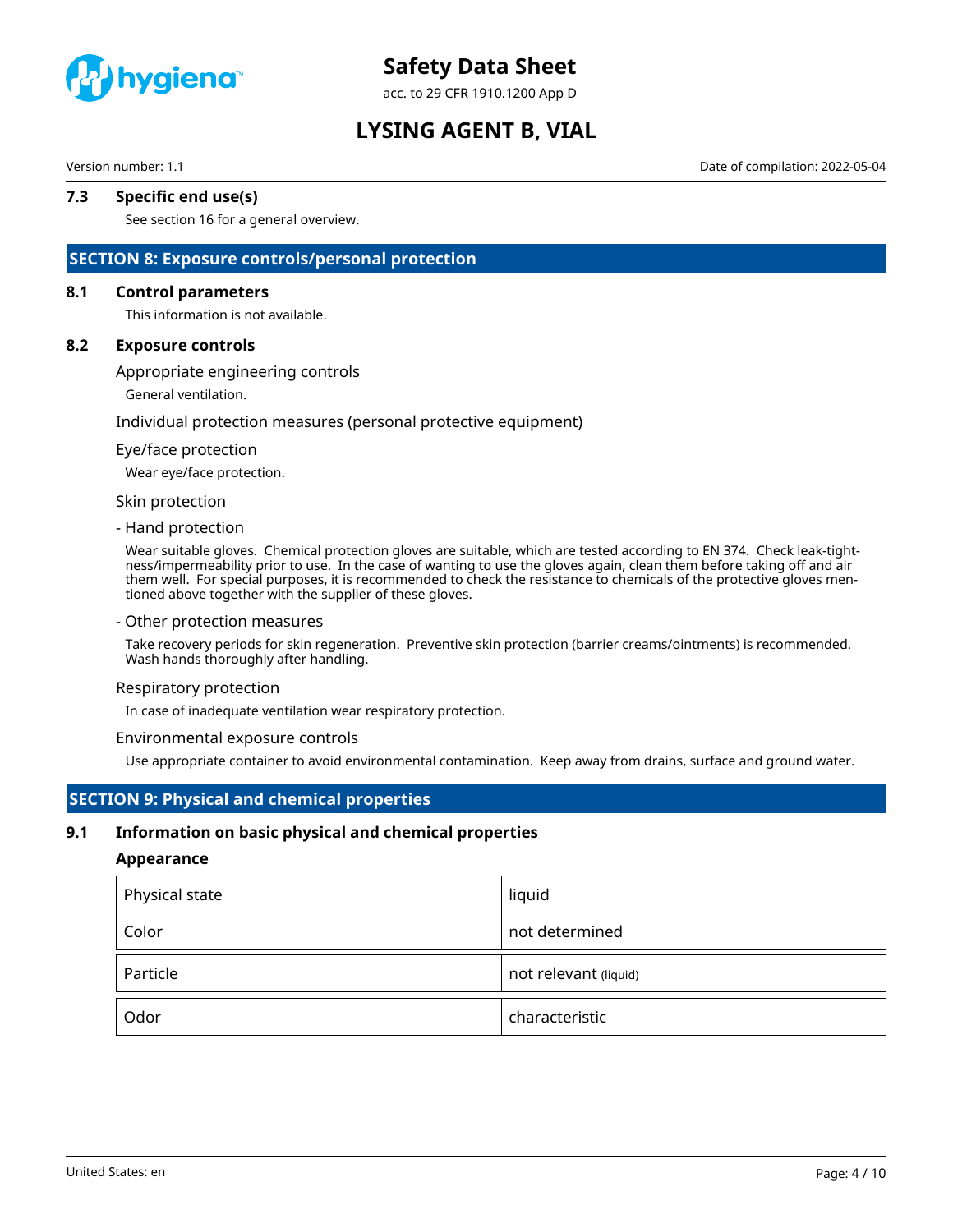### 7.3 Specific end use(s)

See section 16 for a general overview.

## SECTION 8: Exposure controls/personal protection

### 8.1 Control parameters

This information is not available.

### 8.2 Exposure controls

Appropriate engineering controls

General ventilation.

Individual protection measures (personal protective equipment)

Eye/face protection

Wear eye/face protection.

Skin protection

- Hand protection

Wear suitable gloves. Chemical protection gloves are suitable, which are tested according to EN 374. Check leak-tightness/impermeability prior to use. In the case of wanting to use the gloves again, clean them before taking off and air them well. For special purposes, it is recommended to check the resistance to chemicals of the protective gloves mentioned above together with the supplier of these gloves.

- Other protection measures

Take recovery periods for skin regeneration. Preventive skin protection (barrier creams/ointments) is recommended. Wash hands thoroughly after handling.

Respiratory protection

In case of inadequate ventilation wear respiratory protection.

Environmental exposure controls

Use appropriate container to avoid environmental contamination. Keep away from drains, surface and ground water.

## SECTION 9: Physical and chemical properties

### 9.1 Information on basic physical and chemical properties

**Appearance**

| Physical state | liquid |
|---|---|
| Color | not determined |
| Particle | not relevant (liquid) |
| Odor | characteristic |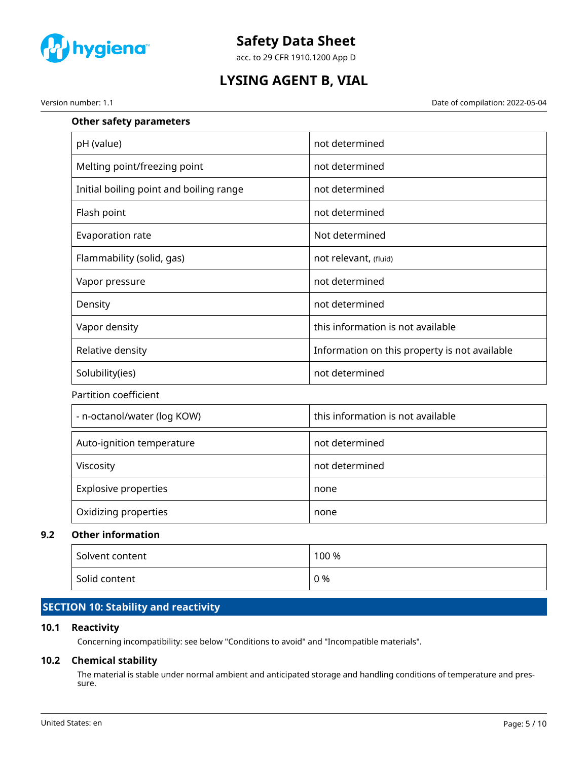**Other safety parameters**

| | |
|---|---|
| pH (value) | not determined |
| Melting point/freezing point | not determined |
| Initial boiling point and boiling range | not determined |
| Flash point | not determined |
| Evaporation rate | Not determined |
| Flammability (solid, gas) | not relevant, (fluid) |
| Vapor pressure | not determined |
| Density | not determined |
| Vapor density | this information is not available |
| Relative density | Information on this property is not available |
| Solubility(ies) | not determined |

Partition coefficient

| | |
|---|---|
| - n-octanol/water (log KOW) | this information is not available |

| | |
|---|---|
| Auto-ignition temperature | not determined |
| Viscosity | not determined |
| Explosive properties | none |
| Oxidizing properties | none |

### 9.2 Other information

| | |
|---|---|
| Solvent content | 100 % |
| Solid content | 0 % |

## SECTION 10: Stability and reactivity

### 10.1 Reactivity

Concerning incompatibility: see below "Conditions to avoid" and "Incompatible materials".

### 10.2 Chemical stability

The material is stable under normal ambient and anticipated storage and handling conditions of temperature and pressure.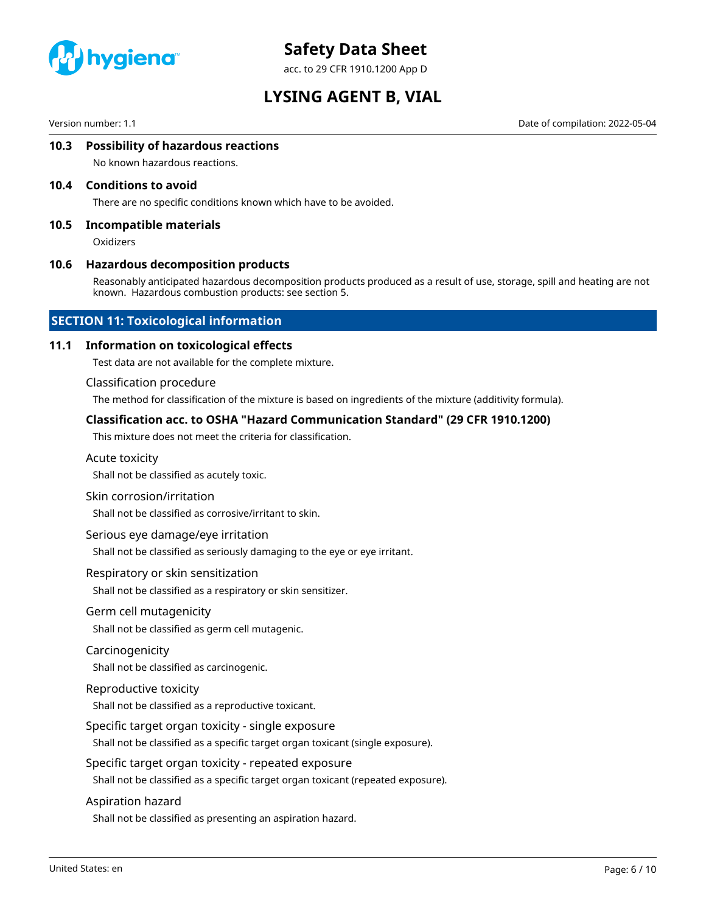### 10.3 Possibility of hazardous reactions

No known hazardous reactions.

### 10.4 Conditions to avoid

There are no specific conditions known which have to be avoided.

### 10.5 Incompatible materials

Oxidizers

### 10.6 Hazardous decomposition products

Reasonably anticipated hazardous decomposition products produced as a result of use, storage, spill and heating are not known. Hazardous combustion products: see section 5.

## SECTION 11: Toxicological information

### 11.1 Information on toxicological effects

Test data are not available for the complete mixture.

Classification procedure

The method for classification of the mixture is based on ingredients of the mixture (additivity formula).

**Classification acc. to OSHA "Hazard Communication Standard" (29 CFR 1910.1200)**

This mixture does not meet the criteria for classification.

Acute toxicity

Shall not be classified as acutely toxic.

Skin corrosion/irritation

Shall not be classified as corrosive/irritant to skin.

Serious eye damage/eye irritation

Shall not be classified as seriously damaging to the eye or eye irritant.

Respiratory or skin sensitization

Shall not be classified as a respiratory or skin sensitizer.

Germ cell mutagenicity

Shall not be classified as germ cell mutagenic.

Carcinogenicity

Shall not be classified as carcinogenic.

Reproductive toxicity

Shall not be classified as a reproductive toxicant.

Specific target organ toxicity - single exposure

Shall not be classified as a specific target organ toxicant (single exposure).

Specific target organ toxicity - repeated exposure

Shall not be classified as a specific target organ toxicant (repeated exposure).

Aspiration hazard

Shall not be classified as presenting an aspiration hazard.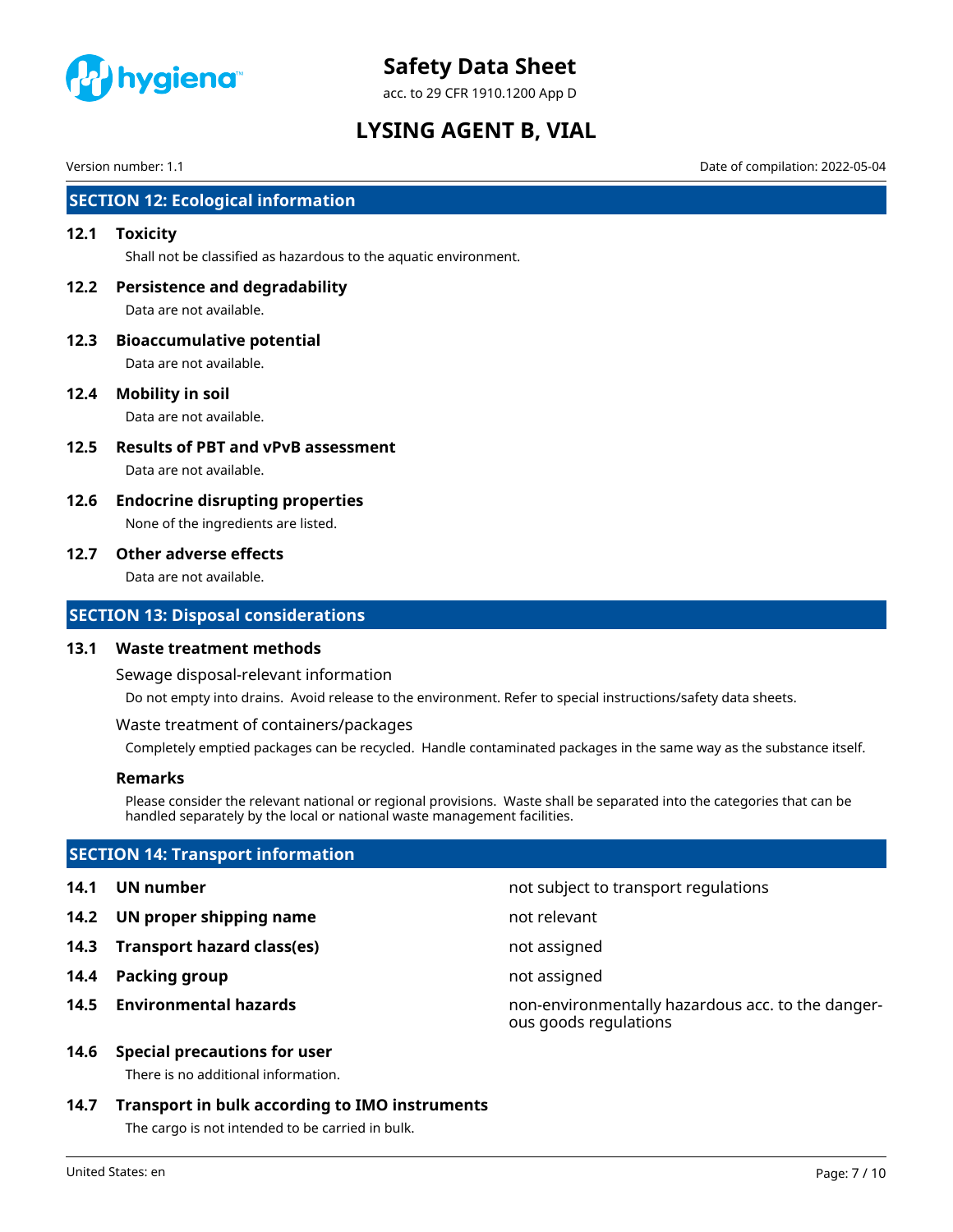## SECTION 12: Ecological information

### 12.1 Toxicity

Shall not be classified as hazardous to the aquatic environment.

### 12.2 Persistence and degradability

Data are not available.

### 12.3 Bioaccumulative potential

Data are not available.

### 12.4 Mobility in soil

Data are not available.

### 12.5 Results of PBT and vPvB assessment

Data are not available.

### 12.6 Endocrine disrupting properties

None of the ingredients are listed.

### 12.7 Other adverse effects

Data are not available.

## SECTION 13: Disposal considerations

### 13.1 Waste treatment methods

Sewage disposal-relevant information

Do not empty into drains. Avoid release to the environment. Refer to special instructions/safety data sheets.

Waste treatment of containers/packages

Completely emptied packages can be recycled. Handle contaminated packages in the same way as the substance itself.

**Remarks**

Please consider the relevant national or regional provisions. Waste shall be separated into the categories that can be handled separately by the local or national waste management facilities.

## SECTION 14: Transport information

| | |
|---|---|
| **14.1 UN number** | not subject to transport regulations |
| **14.2 UN proper shipping name** | not relevant |
| **14.3 Transport hazard class(es)** | not assigned |
| **14.4 Packing group** | not assigned |
| **14.5 Environmental hazards** | non-environmentally hazardous acc. to the dangerous goods regulations |

### 14.6 Special precautions for user

There is no additional information.

### 14.7 Transport in bulk according to IMO instruments

The cargo is not intended to be carried in bulk.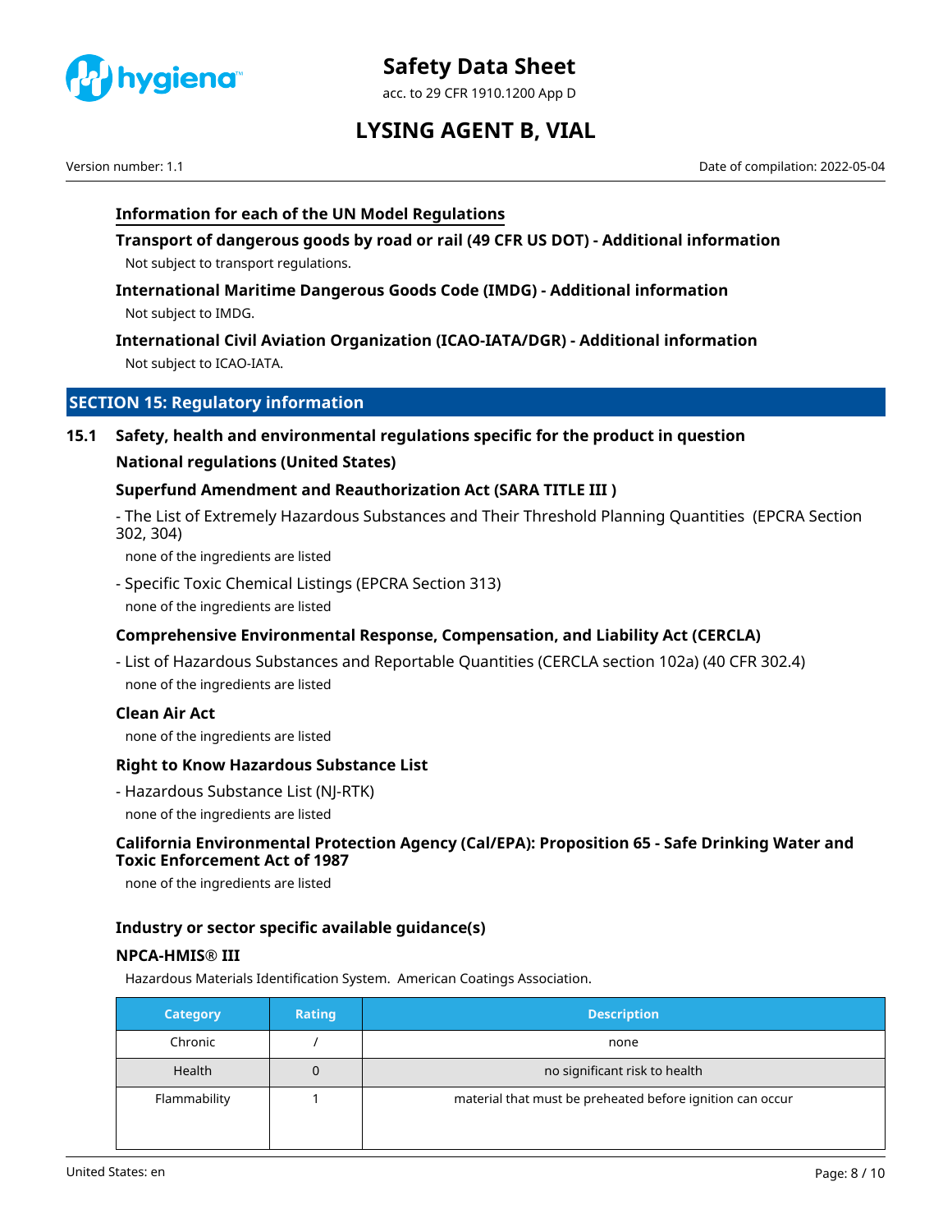### Information for each of the UN Model Regulations

**Transport of dangerous goods by road or rail (49 CFR US DOT) - Additional information**

Not subject to transport regulations.

**International Maritime Dangerous Goods Code (IMDG) - Additional information**

Not subject to IMDG.

**International Civil Aviation Organization (ICAO-IATA/DGR) - Additional information**

Not subject to ICAO-IATA.

## SECTION 15: Regulatory information

### 15.1 Safety, health and environmental regulations specific for the product in question

**National regulations (United States)**

**Superfund Amendment and Reauthorization Act (SARA TITLE III )**

- The List of Extremely Hazardous Substances and Their Threshold Planning Quantities (EPCRA Section 302, 304)

  none of the ingredients are listed

- Specific Toxic Chemical Listings (EPCRA Section 313)

  none of the ingredients are listed

**Comprehensive Environmental Response, Compensation, and Liability Act (CERCLA)**

- List of Hazardous Substances and Reportable Quantities (CERCLA section 102a) (40 CFR 302.4)

  none of the ingredients are listed

**Clean Air Act**

none of the ingredients are listed

**Right to Know Hazardous Substance List**

- Hazardous Substance List (NJ-RTK)

  none of the ingredients are listed

**California Environmental Protection Agency (Cal/EPA): Proposition 65 - Safe Drinking Water and Toxic Enforcement Act of 1987**

none of the ingredients are listed

**Industry or sector specific available guidance(s)**

**NPCA-HMIS® III**

Hazardous Materials Identification System. American Coatings Association.

| Category | Rating | Description |
|---|---|---|
| Chronic | / | none |
| Health | 0 | no significant risk to health |
| Flammability | 1 | material that must be preheated before ignition can occur |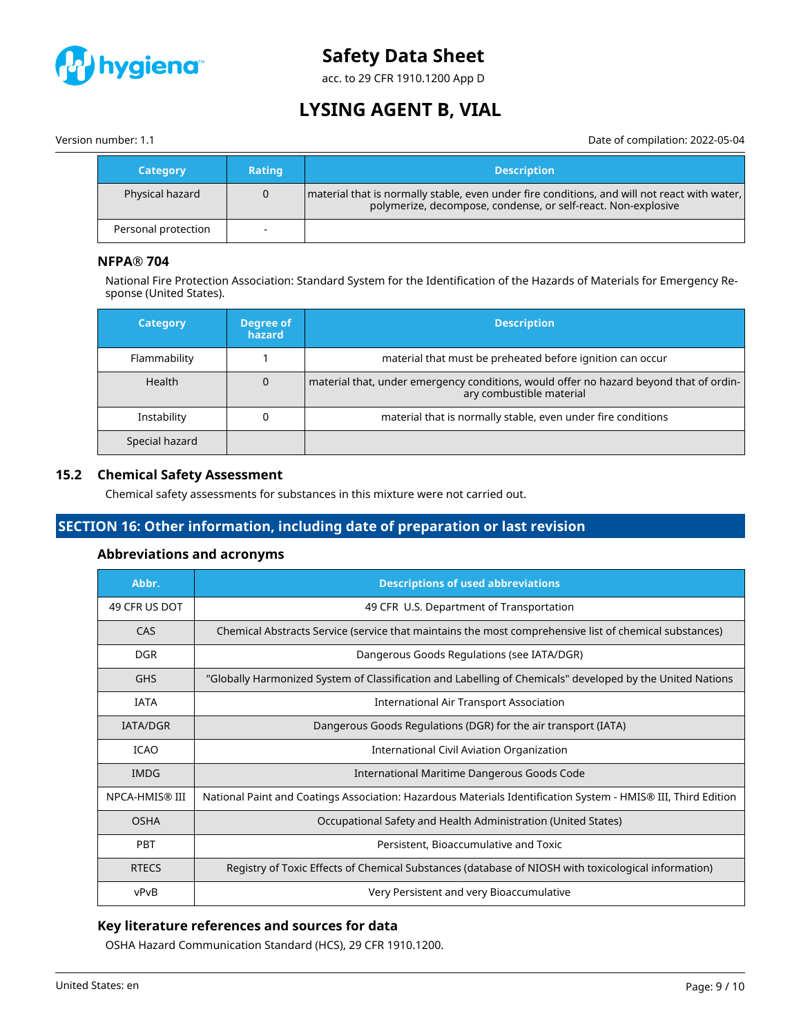| Category | Rating | Description |
| --- | --- | --- |
| Physical hazard | 0 | material that is normally stable, even under fire conditions, and will not react with water, polymerize, decompose, condense, or self-react. Non-explosive |
| Personal protection | - | |

### NFPA® 704

National Fire Protection Association: Standard System for the Identification of the Hazards of Materials for Emergency Response (United States).

| Category | Degree of hazard | Description |
| --- | --- | --- |
| Flammability | 1 | material that must be preheated before ignition can occur |
| Health | 0 | material that, under emergency conditions, would offer no hazard beyond that of ordinary combustible material |
| Instability | 0 | material that is normally stable, even under fire conditions |
| Special hazard | | |

## 15.2 Chemical Safety Assessment

Chemical safety assessments for substances in this mixture were not carried out.

# SECTION 16: Other information, including date of preparation or last revision

### Abbreviations and acronyms

| Abbr. | Descriptions of used abbreviations |
| --- | --- |
| 49 CFR US DOT | 49 CFR U.S. Department of Transportation |
| CAS | Chemical Abstracts Service (service that maintains the most comprehensive list of chemical substances) |
| DGR | Dangerous Goods Regulations (see IATA/DGR) |
| GHS | "Globally Harmonized System of Classification and Labelling of Chemicals" developed by the United Nations |
| IATA | International Air Transport Association |
| IATA/DGR | Dangerous Goods Regulations (DGR) for the air transport (IATA) |
| ICAO | International Civil Aviation Organization |
| IMDG | International Maritime Dangerous Goods Code |
| NPCA-HMIS® III | National Paint and Coatings Association: Hazardous Materials Identification System - HMIS® III, Third Edition |
| OSHA | Occupational Safety and Health Administration (United States) |
| PBT | Persistent, Bioaccumulative and Toxic |
| RTECS | Registry of Toxic Effects of Chemical Substances (database of NIOSH with toxicological information) |
| vPvB | Very Persistent and very Bioaccumulative |

### Key literature references and sources for data

OSHA Hazard Communication Standard (HCS), 29 CFR 1910.1200.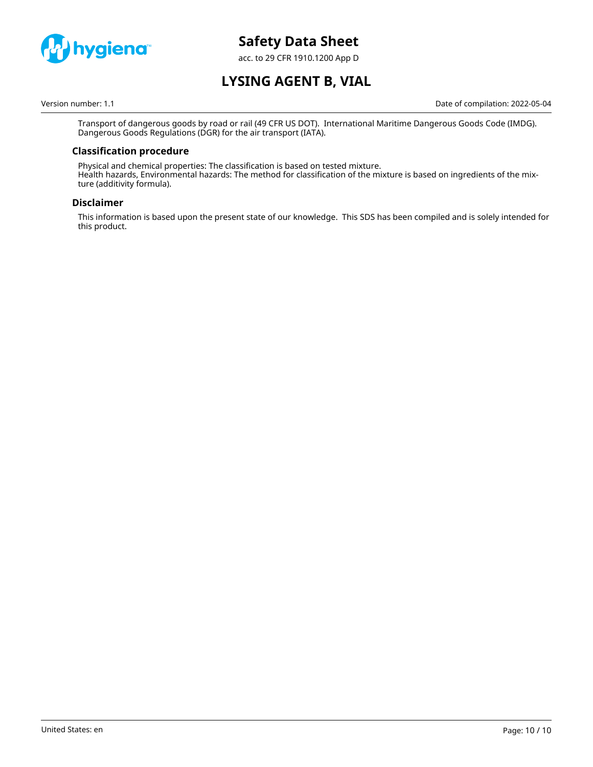Transport of dangerous goods by road or rail (49 CFR US DOT). International Maritime Dangerous Goods Code (IMDG). Dangerous Goods Regulations (DGR) for the air transport (IATA).

### Classification procedure

Physical and chemical properties: The classification is based on tested mixture.
Health hazards, Environmental hazards: The method for classification of the mixture is based on ingredients of the mixture (additivity formula).

### Disclaimer

This information is based upon the present state of our knowledge. This SDS has been compiled and is solely intended for this product.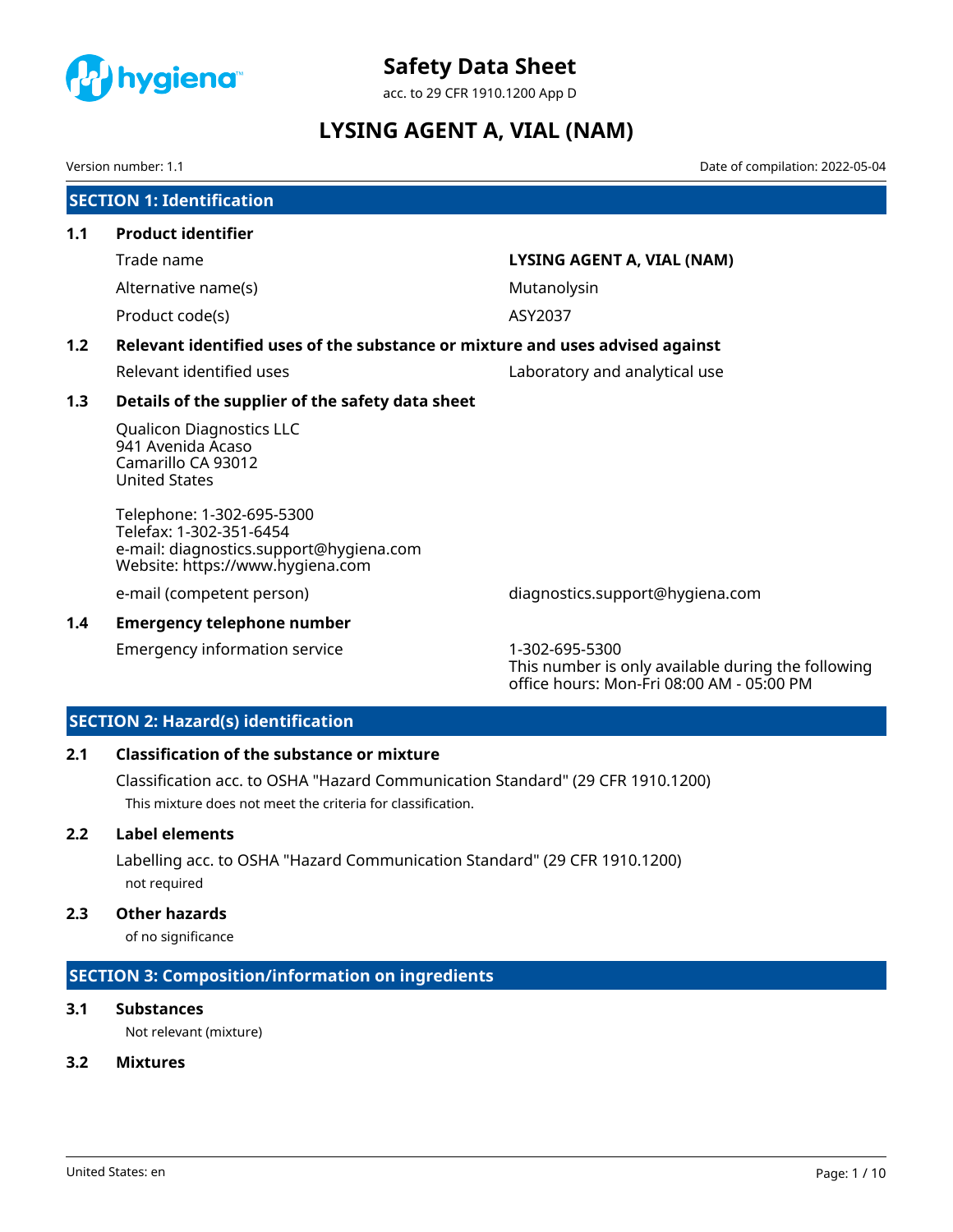# Safety Data Sheet

acc. to 29 CFR 1910.1200 App D

# LYSING AGENT A, VIAL (NAM)

Version number: 1.1

Date of compilation: 2022-05-04

## SECTION 1: Identification

### 1.1 Product identifier

| | |
|---|---|
| Trade name | **LYSING AGENT A, VIAL (NAM)** |
| Alternative name(s) | Mutanolysin |
| Product code(s) | ASY2037 |

### 1.2 Relevant identified uses of the substance or mixture and uses advised against

| | |
|---|---|
| Relevant identified uses | Laboratory and analytical use |

### 1.3 Details of the supplier of the safety data sheet

Qualicon Diagnostics LLC
941 Avenida Acaso
Camarillo CA 93012
United States

Telephone: 1-302-695-5300
Telefax: 1-302-351-6454
e-mail: diagnostics.support@hygiena.com
Website: https://www.hygiena.com

| | |
|---|---|
| e-mail (competent person) | diagnostics.support@hygiena.com |

### 1.4 Emergency telephone number

| | |
|---|---|
| Emergency information service | 1-302-695-5300<br>This number is only available during the following office hours: Mon-Fri 08:00 AM - 05:00 PM |

## SECTION 2: Hazard(s) identification

### 2.1 Classification of the substance or mixture

Classification acc. to OSHA "Hazard Communication Standard" (29 CFR 1910.1200)

This mixture does not meet the criteria for classification.

### 2.2 Label elements

Labelling acc. to OSHA "Hazard Communication Standard" (29 CFR 1910.1200)

not required

### 2.3 Other hazards

of no significance

## SECTION 3: Composition/information on ingredients

### 3.1 Substances

Not relevant (mixture)

### 3.2 Mixtures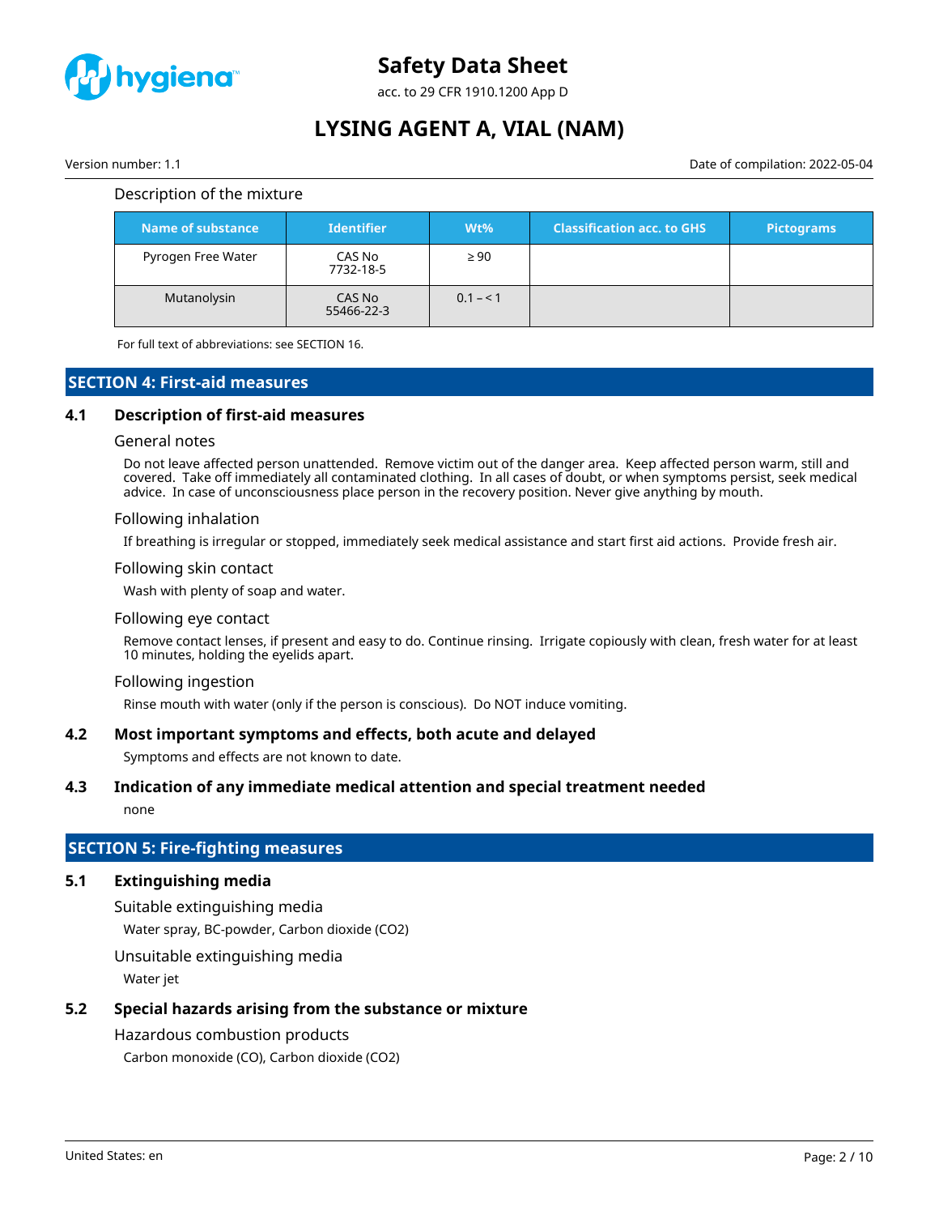Description of the mixture

| Name of substance | Identifier | Wt% | Classification acc. to GHS | Pictograms |
|---|---|---|---|---|
| Pyrogen Free Water | CAS No 7732-18-5 | ≥ 90 | | |
| Mutanolysin | CAS No 55466-22-3 | 0.1 – < 1 | | |

For full text of abbreviations: see SECTION 16.

## SECTION 4: First-aid measures

### 4.1 Description of first-aid measures

General notes

Do not leave affected person unattended. Remove victim out of the danger area. Keep affected person warm, still and covered. Take off immediately all contaminated clothing. In all cases of doubt, or when symptoms persist, seek medical advice. In case of unconsciousness place person in the recovery position. Never give anything by mouth.

Following inhalation

If breathing is irregular or stopped, immediately seek medical assistance and start first aid actions. Provide fresh air.

Following skin contact

Wash with plenty of soap and water.

Following eye contact

Remove contact lenses, if present and easy to do. Continue rinsing. Irrigate copiously with clean, fresh water for at least 10 minutes, holding the eyelids apart.

Following ingestion

Rinse mouth with water (only if the person is conscious). Do NOT induce vomiting.

### 4.2 Most important symptoms and effects, both acute and delayed

Symptoms and effects are not known to date.

### 4.3 Indication of any immediate medical attention and special treatment needed

none

## SECTION 5: Fire-fighting measures

### 5.1 Extinguishing media

Suitable extinguishing media

Water spray, BC-powder, Carbon dioxide ($CO_2$)

Unsuitable extinguishing media

Water jet

### 5.2 Special hazards arising from the substance or mixture

Hazardous combustion products

Carbon monoxide (CO), Carbon dioxide ($CO_2$)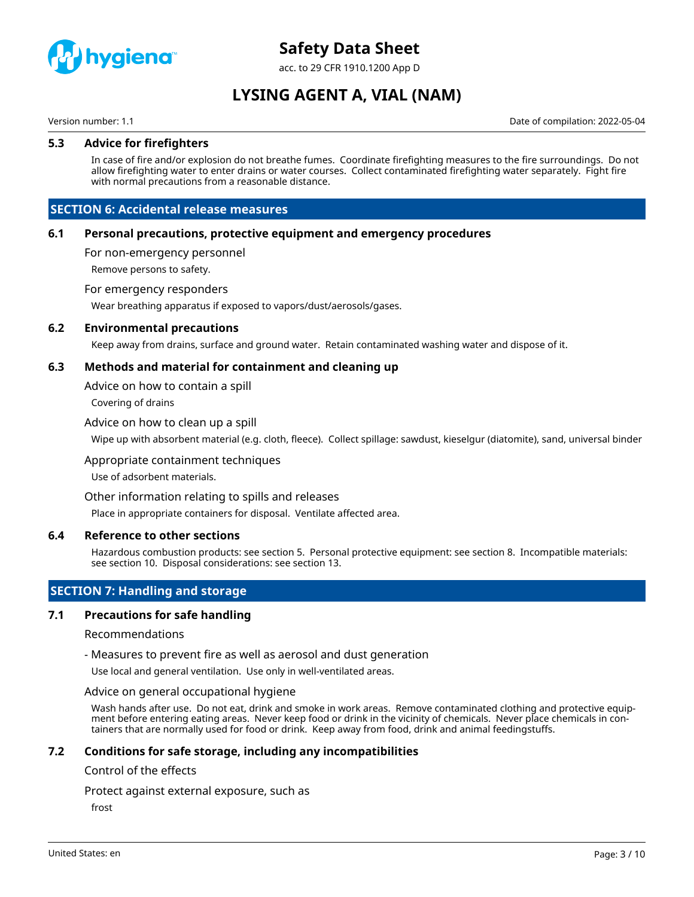### 5.3 Advice for firefighters

In case of fire and/or explosion do not breathe fumes. Coordinate firefighting measures to the fire surroundings. Do not allow firefighting water to enter drains or water courses. Collect contaminated firefighting water separately. Fight fire with normal precautions from a reasonable distance.

## SECTION 6: Accidental release measures

### 6.1 Personal precautions, protective equipment and emergency procedures

For non-emergency personnel

Remove persons to safety.

For emergency responders

Wear breathing apparatus if exposed to vapors/dust/aerosols/gases.

### 6.2 Environmental precautions

Keep away from drains, surface and ground water. Retain contaminated washing water and dispose of it.

### 6.3 Methods and material for containment and cleaning up

Advice on how to contain a spill

Covering of drains

Advice on how to clean up a spill

Wipe up with absorbent material (e.g. cloth, fleece). Collect spillage: sawdust, kieselgur (diatomite), sand, universal binder

Appropriate containment techniques

Use of adsorbent materials.

Other information relating to spills and releases

Place in appropriate containers for disposal. Ventilate affected area.

### 6.4 Reference to other sections

Hazardous combustion products: see section 5. Personal protective equipment: see section 8. Incompatible materials: see section 10. Disposal considerations: see section 13.

## SECTION 7: Handling and storage

### 7.1 Precautions for safe handling

Recommendations

- Measures to prevent fire as well as aerosol and dust generation

Use local and general ventilation. Use only in well-ventilated areas.

Advice on general occupational hygiene

Wash hands after use. Do not eat, drink and smoke in work areas. Remove contaminated clothing and protective equipment before entering eating areas. Never keep food or drink in the vicinity of chemicals. Never place chemicals in containers that are normally used for food or drink. Keep away from food, drink and animal feedingstuffs.

### 7.2 Conditions for safe storage, including any incompatibilities

Control of the effects

Protect against external exposure, such as

frost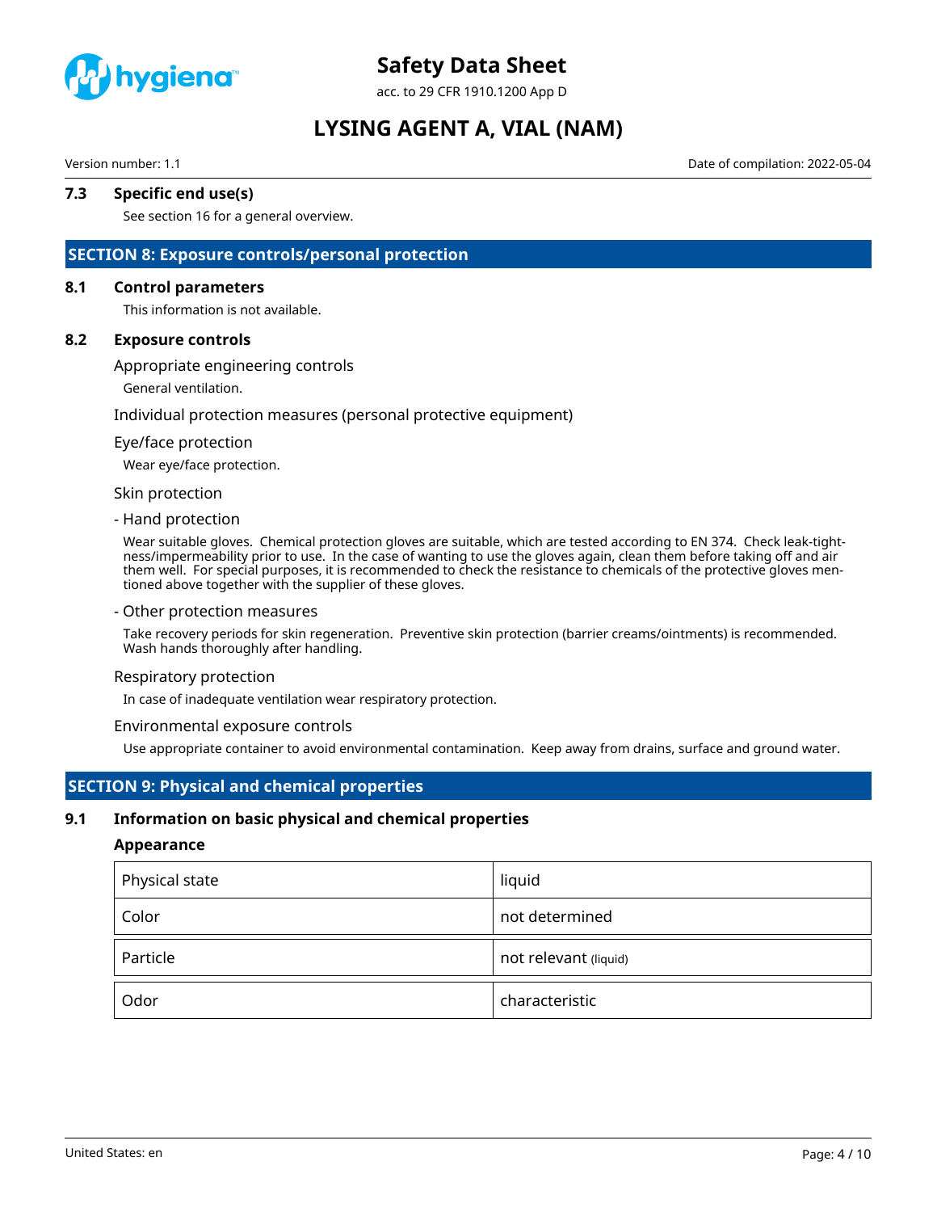### 7.3 Specific end use(s)

See section 16 for a general overview.

## SECTION 8: Exposure controls/personal protection

### 8.1 Control parameters

This information is not available.

### 8.2 Exposure controls

Appropriate engineering controls

General ventilation.

Individual protection measures (personal protective equipment)

Eye/face protection

Wear eye/face protection.

Skin protection

- Hand protection

Wear suitable gloves. Chemical protection gloves are suitable, which are tested according to EN 374. Check leak-tightness/impermeability prior to use. In the case of wanting to use the gloves again, clean them before taking off and air them well. For special purposes, it is recommended to check the resistance to chemicals of the protective gloves mentioned above together with the supplier of these gloves.

- Other protection measures

Take recovery periods for skin regeneration. Preventive skin protection (barrier creams/ointments) is recommended. Wash hands thoroughly after handling.

Respiratory protection

In case of inadequate ventilation wear respiratory protection.

Environmental exposure controls

Use appropriate container to avoid environmental contamination. Keep away from drains, surface and ground water.

## SECTION 9: Physical and chemical properties

### 9.1 Information on basic physical and chemical properties

**Appearance**

| Physical state | liquid |
|---|---|
| Color | not determined |
| Particle | not relevant (liquid) |
| Odor | characteristic |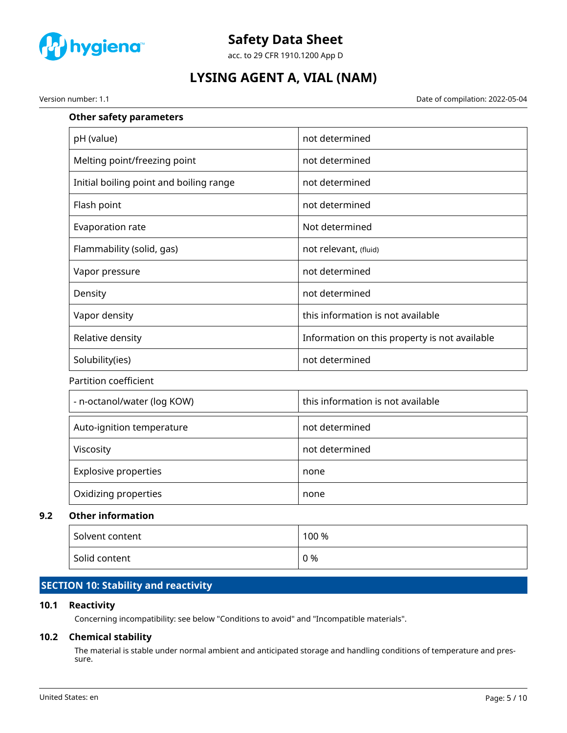**Other safety parameters**

| Property | Value |
|---|---|
| pH (value) | not determined |
| Melting point/freezing point | not determined |
| Initial boiling point and boiling range | not determined |
| Flash point | not determined |
| Evaporation rate | Not determined |
| Flammability (solid, gas) | not relevant, (fluid) |
| Vapor pressure | not determined |
| Density | not determined |
| Vapor density | this information is not available |
| Relative density | Information on this property is not available |
| Solubility(ies) | not determined |

Partition coefficient

| Property | Value |
|---|---|
| - n-octanol/water (log KOW) | this information is not available |

| Property | Value |
|---|---|
| Auto-ignition temperature | not determined |
| Viscosity | not determined |
| Explosive properties | none |
| Oxidizing properties | none |

### 9.2 Other information

| Property | Value |
|---|---|
| Solvent content | 100 % |
| Solid content | 0 % |

## SECTION 10: Stability and reactivity

### 10.1 Reactivity

Concerning incompatibility: see below "Conditions to avoid" and "Incompatible materials".

### 10.2 Chemical stability

The material is stable under normal ambient and anticipated storage and handling conditions of temperature and pressure.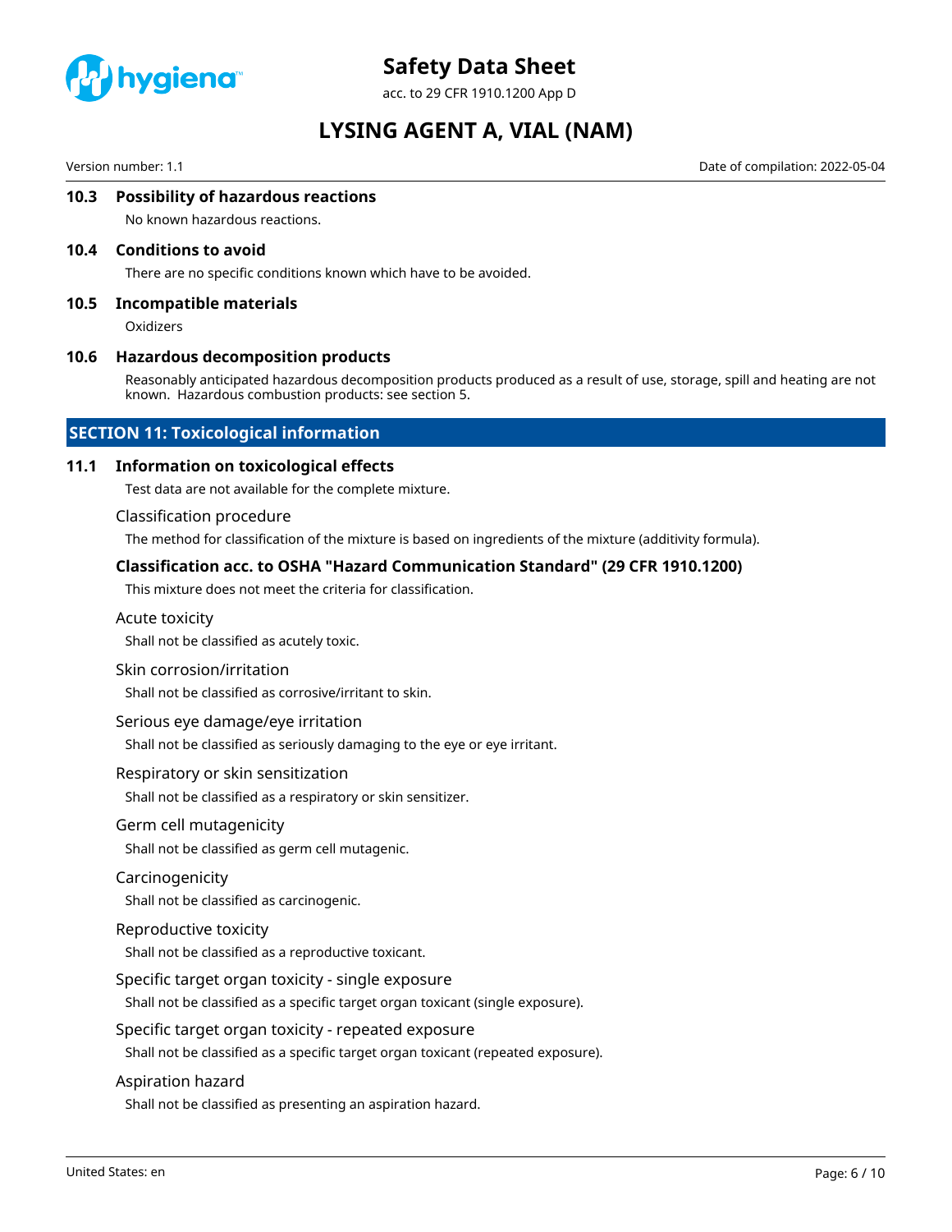### 10.3 Possibility of hazardous reactions

No known hazardous reactions.

### 10.4 Conditions to avoid

There are no specific conditions known which have to be avoided.

### 10.5 Incompatible materials

Oxidizers

### 10.6 Hazardous decomposition products

Reasonably anticipated hazardous decomposition products produced as a result of use, storage, spill and heating are not known. Hazardous combustion products: see section 5.

## SECTION 11: Toxicological information

### 11.1 Information on toxicological effects

Test data are not available for the complete mixture.

Classification procedure

The method for classification of the mixture is based on ingredients of the mixture (additivity formula).

**Classification acc. to OSHA "Hazard Communication Standard" (29 CFR 1910.1200)**

This mixture does not meet the criteria for classification.

Acute toxicity

Shall not be classified as acutely toxic.

Skin corrosion/irritation

Shall not be classified as corrosive/irritant to skin.

Serious eye damage/eye irritation

Shall not be classified as seriously damaging to the eye or eye irritant.

Respiratory or skin sensitization

Shall not be classified as a respiratory or skin sensitizer.

Germ cell mutagenicity

Shall not be classified as germ cell mutagenic.

Carcinogenicity

Shall not be classified as carcinogenic.

Reproductive toxicity

Shall not be classified as a reproductive toxicant.

Specific target organ toxicity - single exposure

Shall not be classified as a specific target organ toxicant (single exposure).

Specific target organ toxicity - repeated exposure

Shall not be classified as a specific target organ toxicant (repeated exposure).

Aspiration hazard

Shall not be classified as presenting an aspiration hazard.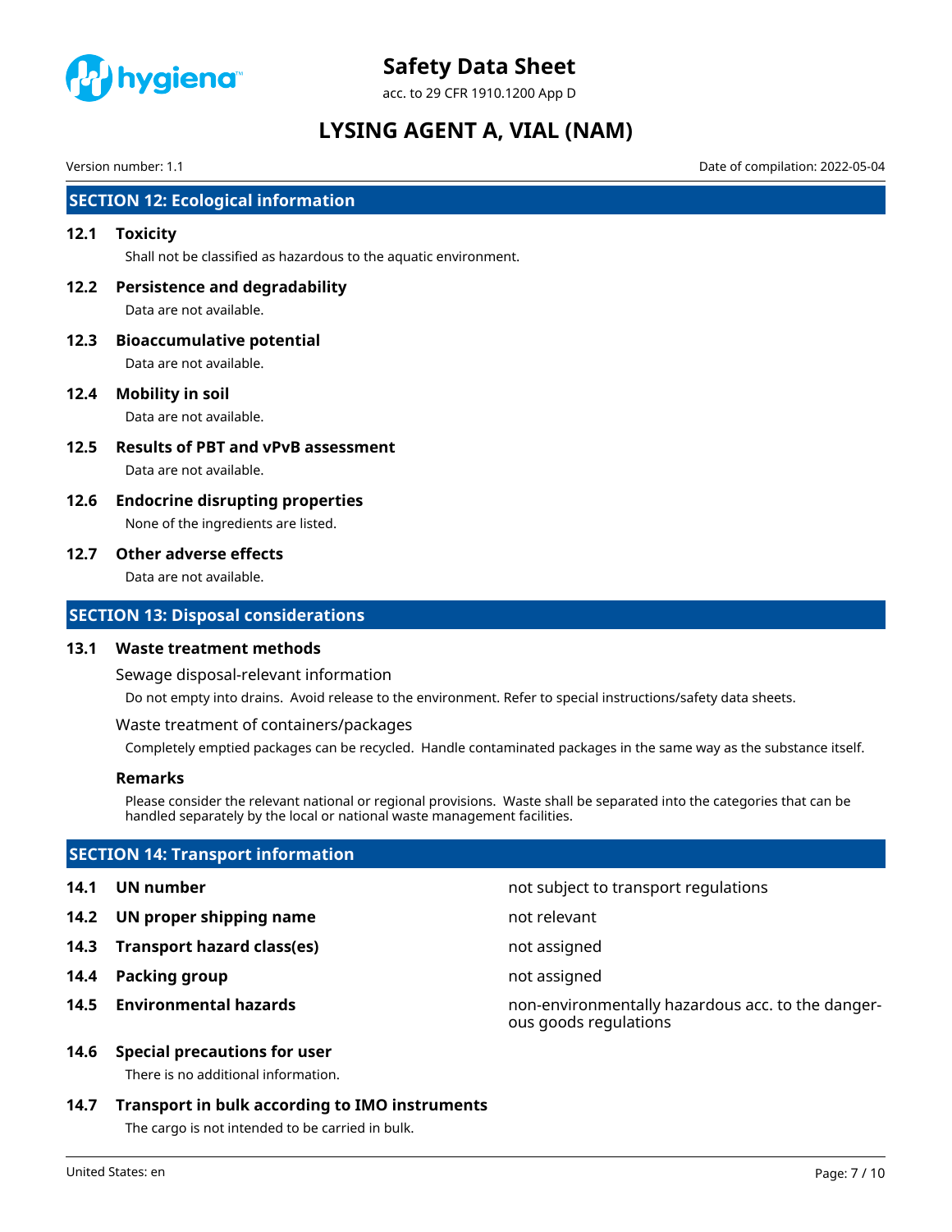## SECTION 12: Ecological information

### 12.1 Toxicity

Shall not be classified as hazardous to the aquatic environment.

### 12.2 Persistence and degradability

Data are not available.

### 12.3 Bioaccumulative potential

Data are not available.

### 12.4 Mobility in soil

Data are not available.

### 12.5 Results of PBT and vPvB assessment

Data are not available.

### 12.6 Endocrine disrupting properties

None of the ingredients are listed.

### 12.7 Other adverse effects

Data are not available.

## SECTION 13: Disposal considerations

### 13.1 Waste treatment methods

Sewage disposal-relevant information

Do not empty into drains. Avoid release to the environment. Refer to special instructions/safety data sheets.

Waste treatment of containers/packages

Completely emptied packages can be recycled. Handle contaminated packages in the same way as the substance itself.

**Remarks**

Please consider the relevant national or regional provisions. Waste shall be separated into the categories that can be handled separately by the local or national waste management facilities.

## SECTION 14: Transport information

| | | |
|---|---|---|
| **14.1** | **UN number** | not subject to transport regulations |
| **14.2** | **UN proper shipping name** | not relevant |
| **14.3** | **Transport hazard class(es)** | not assigned |
| **14.4** | **Packing group** | not assigned |
| **14.5** | **Environmental hazards** | non-environmentally hazardous acc. to the dangerous goods regulations |

### 14.6 Special precautions for user

There is no additional information.

### 14.7 Transport in bulk according to IMO instruments

The cargo is not intended to be carried in bulk.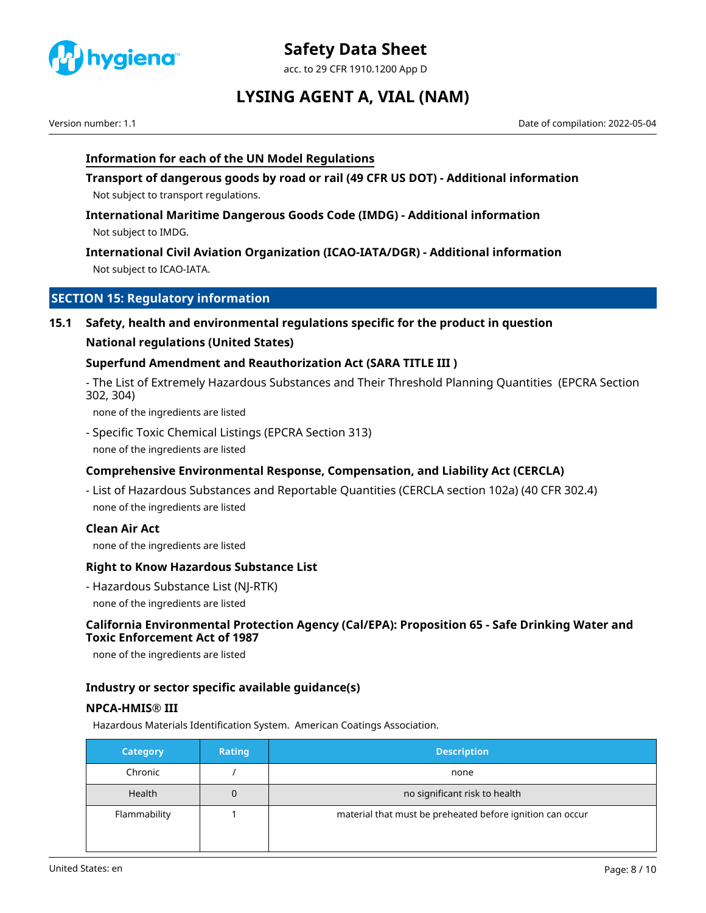### Information for each of the UN Model Regulations

**Transport of dangerous goods by road or rail (49 CFR US DOT) - Additional information**

Not subject to transport regulations.

**International Maritime Dangerous Goods Code (IMDG) - Additional information**

Not subject to IMDG.

**International Civil Aviation Organization (ICAO-IATA/DGR) - Additional information**

Not subject to ICAO-IATA.

## SECTION 15: Regulatory information

### 15.1 Safety, health and environmental regulations specific for the product in question

**National regulations (United States)**

**Superfund Amendment and Reauthorization Act (SARA TITLE III )**

- The List of Extremely Hazardous Substances and Their Threshold Planning Quantities (EPCRA Section 302, 304)

none of the ingredients are listed

- Specific Toxic Chemical Listings (EPCRA Section 313)

none of the ingredients are listed

**Comprehensive Environmental Response, Compensation, and Liability Act (CERCLA)**

- List of Hazardous Substances and Reportable Quantities (CERCLA section 102a) (40 CFR 302.4)

none of the ingredients are listed

**Clean Air Act**

none of the ingredients are listed

**Right to Know Hazardous Substance List**

- Hazardous Substance List (NJ-RTK)

none of the ingredients are listed

**California Environmental Protection Agency (Cal/EPA): Proposition 65 - Safe Drinking Water and Toxic Enforcement Act of 1987**

none of the ingredients are listed

**Industry or sector specific available guidance(s)**

**NPCA-HMIS® III**

Hazardous Materials Identification System. American Coatings Association.

| Category | Rating | Description |
|---|---|---|
| Chronic | / | none |
| Health | 0 | no significant risk to health |
| Flammability | 1 | material that must be preheated before ignition can occur |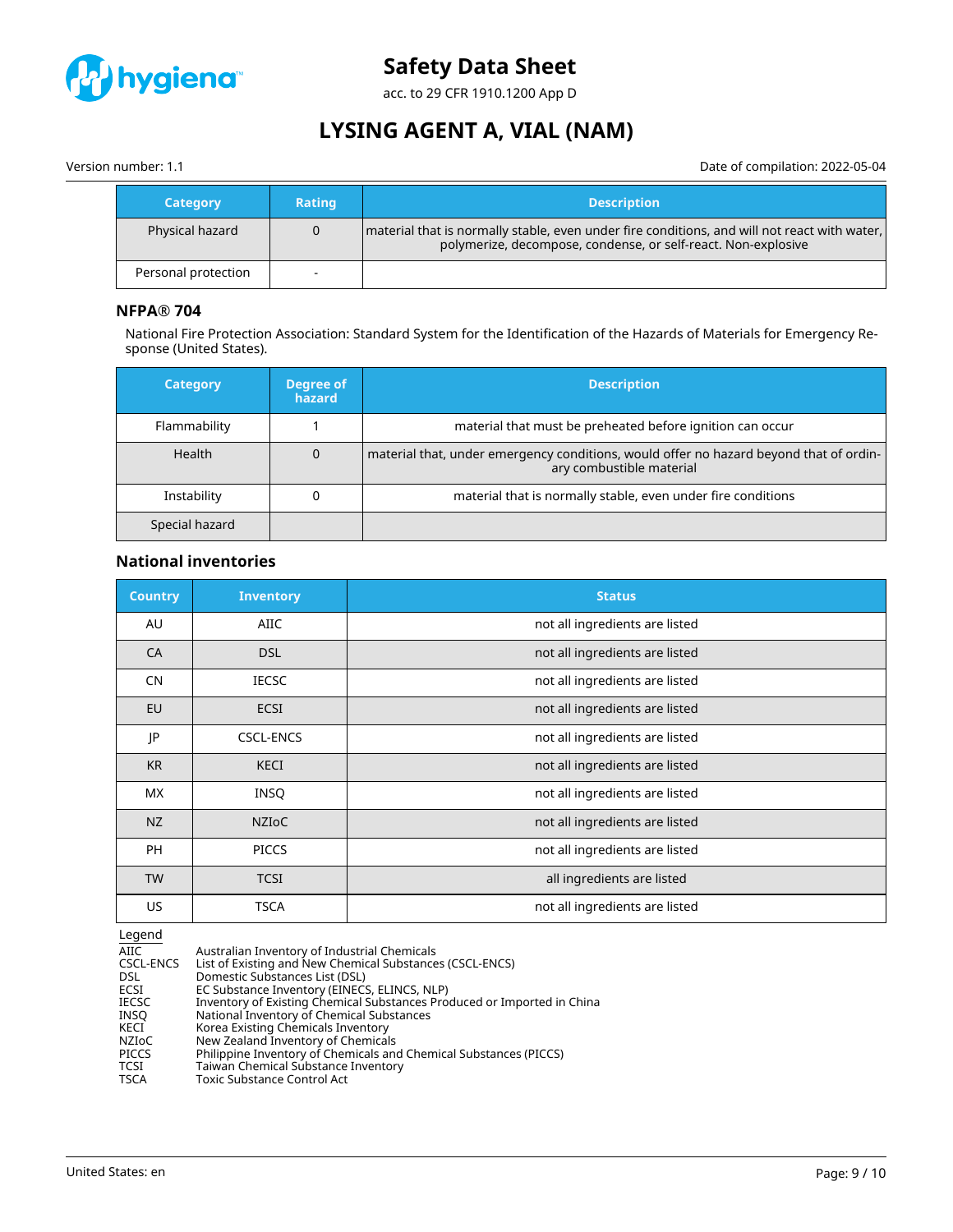| Category | Rating | Description |
|---|---|---|
| Physical hazard | 0 | material that is normally stable, even under fire conditions, and will not react with water, polymerize, decompose, condense, or self-react. Non-explosive |
| Personal protection | - | |

### NFPA® 704

National Fire Protection Association: Standard System for the Identification of the Hazards of Materials for Emergency Response (United States).

| Category | Degree of hazard | Description |
|---|---|---|
| Flammability | 1 | material that must be preheated before ignition can occur |
| Health | 0 | material that, under emergency conditions, would offer no hazard beyond that of ordinary combustible material |
| Instability | 0 | material that is normally stable, even under fire conditions |
| Special hazard | | |

### National inventories

| Country | Inventory | Status |
|---|---|---|
| AU | AIIC | not all ingredients are listed |
| CA | DSL | not all ingredients are listed |
| CN | IECSC | not all ingredients are listed |
| EU | ECSI | not all ingredients are listed |
| JP | CSCL-ENCS | not all ingredients are listed |
| KR | KECI | not all ingredients are listed |
| MX | INSQ | not all ingredients are listed |
| NZ | NZIoC | not all ingredients are listed |
| PH | PICCS | not all ingredients are listed |
| TW | TCSI | all ingredients are listed |
| US | TSCA | not all ingredients are listed |

Legend

| | |
|---|---|
| AIIC | Australian Inventory of Industrial Chemicals |
| CSCL-ENCS | List of Existing and New Chemical Substances (CSCL-ENCS) |
| DSL | Domestic Substances List (DSL) |
| ECSI | EC Substance Inventory (EINECS, ELINCS, NLP) |
| IECSC | Inventory of Existing Chemical Substances Produced or Imported in China |
| INSQ | National Inventory of Chemical Substances |
| KECI | Korea Existing Chemicals Inventory |
| NZIoC | New Zealand Inventory of Chemicals |
| PICCS | Philippine Inventory of Chemicals and Chemical Substances (PICCS) |
| TCSI | Taiwan Chemical Substance Inventory |
| TSCA | Toxic Substance Control Act |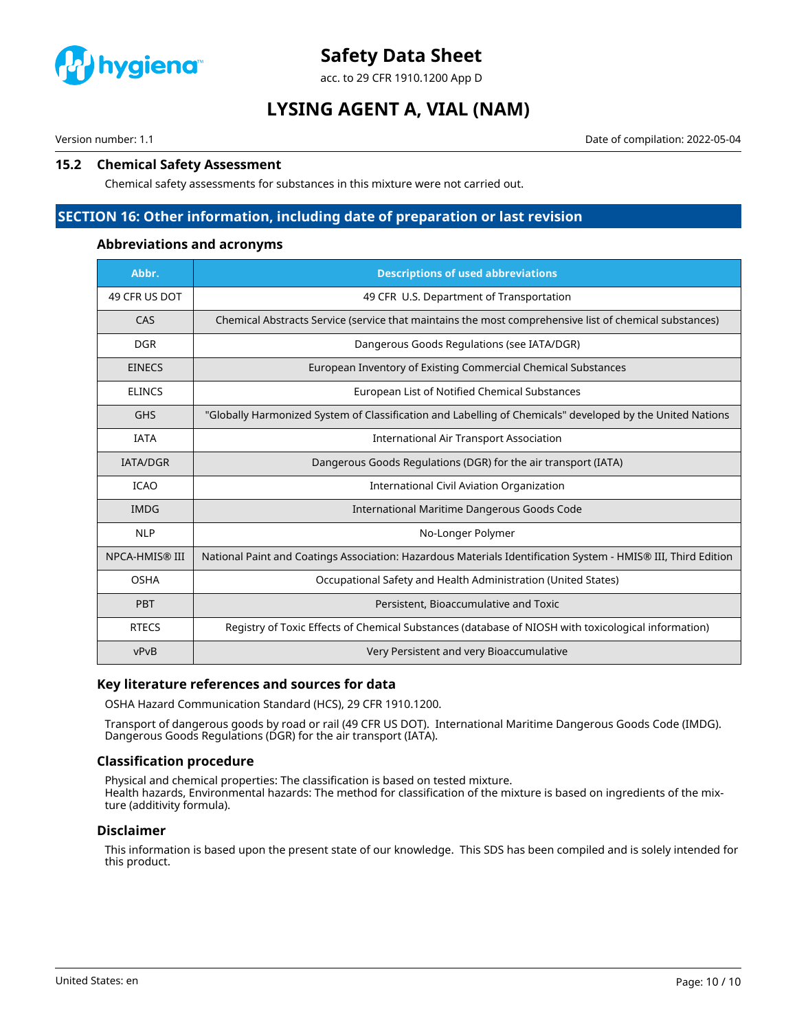### 15.2 Chemical Safety Assessment

Chemical safety assessments for substances in this mixture were not carried out.

## SECTION 16: Other information, including date of preparation or last revision

### Abbreviations and acronyms

| Abbr. | Descriptions of used abbreviations |
|---|---|
| 49 CFR US DOT | 49 CFR U.S. Department of Transportation |
| CAS | Chemical Abstracts Service (service that maintains the most comprehensive list of chemical substances) |
| DGR | Dangerous Goods Regulations (see IATA/DGR) |
| EINECS | European Inventory of Existing Commercial Chemical Substances |
| ELINCS | European List of Notified Chemical Substances |
| GHS | "Globally Harmonized System of Classification and Labelling of Chemicals" developed by the United Nations |
| IATA | International Air Transport Association |
| IATA/DGR | Dangerous Goods Regulations (DGR) for the air transport (IATA) |
| ICAO | International Civil Aviation Organization |
| IMDG | International Maritime Dangerous Goods Code |
| NLP | No-Longer Polymer |
| NPCA-HMIS® III | National Paint and Coatings Association: Hazardous Materials Identification System - HMIS® III, Third Edition |
| OSHA | Occupational Safety and Health Administration (United States) |
| PBT | Persistent, Bioaccumulative and Toxic |
| RTECS | Registry of Toxic Effects of Chemical Substances (database of NIOSH with toxicological information) |
| vPvB | Very Persistent and very Bioaccumulative |

### Key literature references and sources for data

OSHA Hazard Communication Standard (HCS), 29 CFR 1910.1200.

Transport of dangerous goods by road or rail (49 CFR US DOT). International Maritime Dangerous Goods Code (IMDG). Dangerous Goods Regulations (DGR) for the air transport (IATA).

### Classification procedure

Physical and chemical properties: The classification is based on tested mixture.
Health hazards, Environmental hazards: The method for classification of the mixture is based on ingredients of the mixture (additivity formula).

### Disclaimer

This information is based upon the present state of our knowledge. This SDS has been compiled and is solely intended for this product.